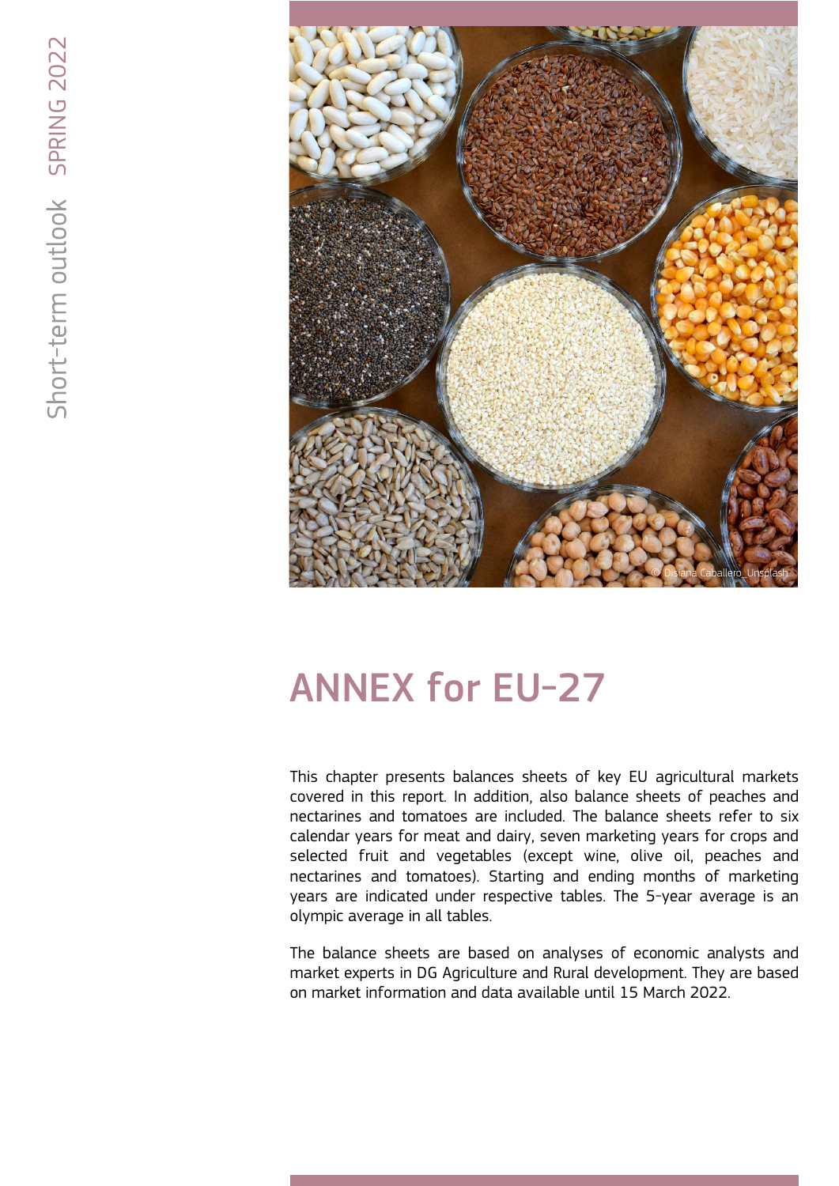# ANNEX for EU-27

This chapter presents balances sheets of key EU agricultural markets covered in this report. In addition, also balance sheets of peaches and nectarines and tomatoes are included. The balance sheets refer to six calendar years for meat and dairy, seven marketing years for crops and selected fruit and vegetables (except wine, olive oil, peaches and nectarines and tomatoes). Starting and ending months of marketing years are indicated under respective tables. The 5-year average is an olympic average in all tables.

The balance sheets are based on analyses of economic analysts and market experts in DG Agriculture and Rural development. They are based on market information and data available until 15 March 2022.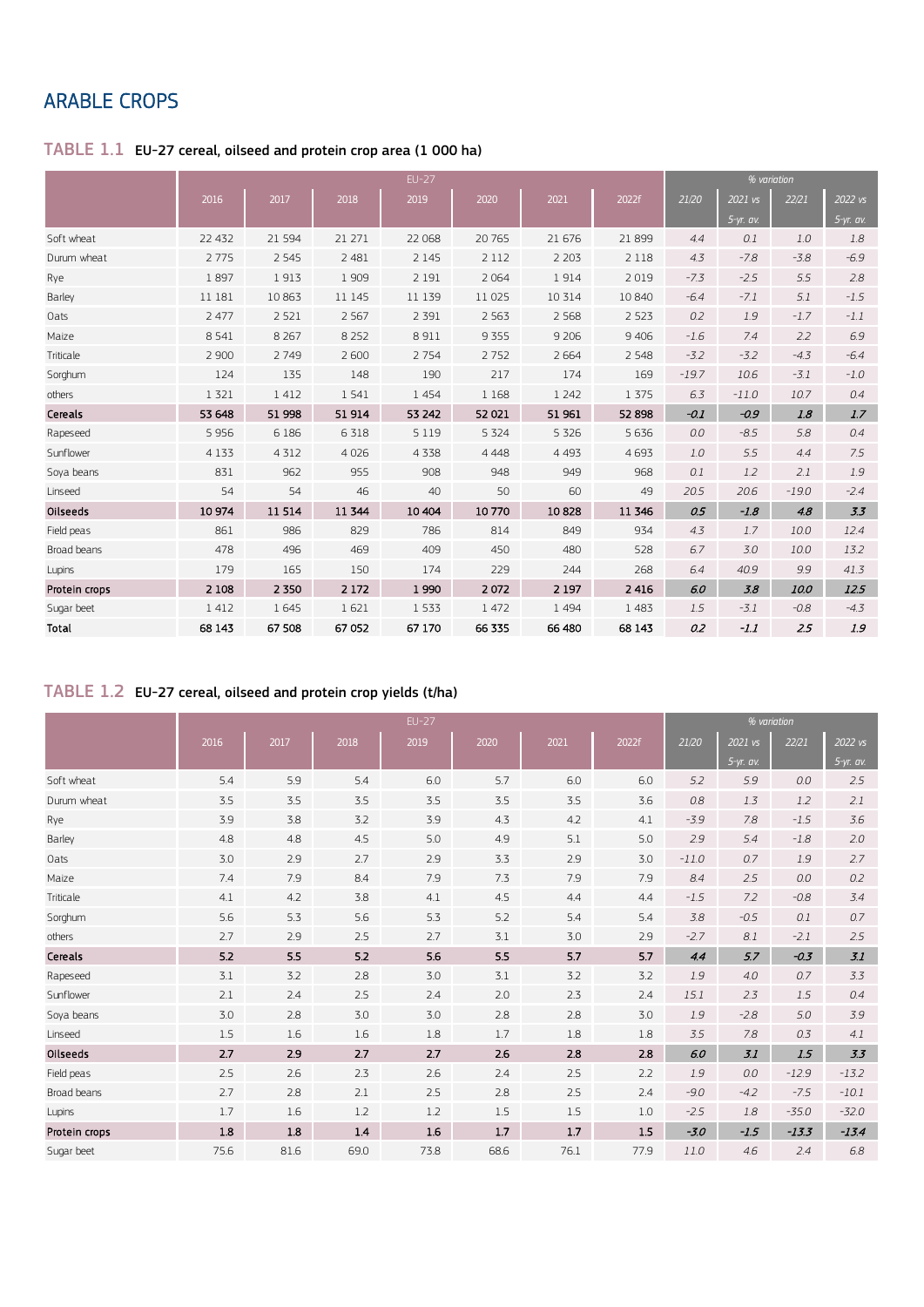## ARABLE CROPS

### TABLE 1.1 EU-27 cereal, oilseed and protein crop area (1 000 ha)

| | EU-27 | | | | | | | % variation | | | |
|---|---|---|---|---|---|---|---|---|---|---|---|
| | 2016 | 2017 | 2018 | 2019 | 2020 | 2021 | 2022f | 21/20 | 2021 vs 5-yr. av. | 22/21 | 2022 vs 5-yr. av. |
| Soft wheat | 22 432 | 21 594 | 21 271 | 22 068 | 20 765 | 21 676 | 21 899 | 4.4 | 0.1 | 1.0 | 1.8 |
| Durum wheat | 2 775 | 2 545 | 2 481 | 2 145 | 2 112 | 2 203 | 2 118 | 4.3 | -7.8 | -3.8 | -6.9 |
| Rye | 1 897 | 1 913 | 1 909 | 2 191 | 2 064 | 1 914 | 2 019 | -7.3 | -2.5 | 5.5 | 2.8 |
| Barley | 11 181 | 10 863 | 11 145 | 11 139 | 11 025 | 10 314 | 10 840 | -6.4 | -7.1 | 5.1 | -1.5 |
| Oats | 2 477 | 2 521 | 2 567 | 2 391 | 2 563 | 2 568 | 2 523 | 0.2 | 1.9 | -1.7 | -1.1 |
| Maize | 8 541 | 8 267 | 8 252 | 8 911 | 9 355 | 9 206 | 9 406 | -1.6 | 7.4 | 2.2 | 6.9 |
| Triticale | 2 900 | 2 749 | 2 600 | 2 754 | 2 752 | 2 664 | 2 548 | -3.2 | -3.2 | -4.3 | -6.4 |
| Sorghum | 124 | 135 | 148 | 190 | 217 | 174 | 169 | -19.7 | 10.6 | -3.1 | -1.0 |
| others | 1 321 | 1 412 | 1 541 | 1 454 | 1 168 | 1 242 | 1 375 | 6.3 | -11.0 | 10.7 | 0.4 |
| **Cereals** | **53 648** | **51 998** | **51 914** | **53 242** | **52 021** | **51 961** | **52 898** | **-0.1** | **-0.9** | **1.8** | **1.7** |
| Rapeseed | 5 956 | 6 186 | 6 318 | 5 119 | 5 324 | 5 326 | 5 636 | 0.0 | -8.5 | 5.8 | 0.4 |
| Sunflower | 4 133 | 4 312 | 4 026 | 4 338 | 4 448 | 4 493 | 4 693 | 1.0 | 5.5 | 4.4 | 7.5 |
| Soya beans | 831 | 962 | 955 | 908 | 948 | 949 | 968 | 0.1 | 1.2 | 2.1 | 1.9 |
| Linseed | 54 | 54 | 46 | 40 | 50 | 60 | 49 | 20.5 | 20.6 | -19.0 | -2.4 |
| **Oilseeds** | **10 974** | **11 514** | **11 344** | **10 404** | **10 770** | **10 828** | **11 346** | **0.5** | **-1.8** | **4.8** | **3.3** |
| Field peas | 861 | 986 | 829 | 786 | 814 | 849 | 934 | 4.3 | 1.7 | 10.0 | 12.4 |
| Broad beans | 478 | 496 | 469 | 409 | 450 | 480 | 528 | 6.7 | 3.0 | 10.0 | 13.2 |
| Lupins | 179 | 165 | 150 | 174 | 229 | 244 | 268 | 6.4 | 40.9 | 9.9 | 41.3 |
| **Protein crops** | **2 108** | **2 350** | **2 172** | **1 990** | **2 072** | **2 197** | **2 416** | **6.0** | **3.8** | **10.0** | **12.5** |
| Sugar beet | 1 412 | 1 645 | 1 621 | 1 533 | 1 472 | 1 494 | 1 483 | 1.5 | -3.1 | -0.8 | -4.3 |
| **Total** | **68 143** | **67 508** | **67 052** | **67 170** | **66 335** | **66 480** | **68 143** | **0.2** | **-1.1** | **2.5** | **1.9** |

### TABLE 1.2 EU-27 cereal, oilseed and protein crop yields (t/ha)

| | EU-27 | | | | | | | % variation | | | |
|---|---|---|---|---|---|---|---|---|---|---|---|
| | 2016 | 2017 | 2018 | 2019 | 2020 | 2021 | 2022f | 21/20 | 2021 vs 5-yr. av. | 22/21 | 2022 vs 5-yr. av. |
| Soft wheat | 5.4 | 5.9 | 5.4 | 6.0 | 5.7 | 6.0 | 6.0 | 5.2 | 5.9 | 0.0 | 2.5 |
| Durum wheat | 3.5 | 3.5 | 3.5 | 3.5 | 3.5 | 3.5 | 3.6 | 0.8 | 1.3 | 1.2 | 2.1 |
| Rye | 3.9 | 3.8 | 3.2 | 3.9 | 4.3 | 4.2 | 4.1 | -3.9 | 7.8 | -1.5 | 3.6 |
| Barley | 4.8 | 4.8 | 4.5 | 5.0 | 4.9 | 5.1 | 5.0 | 2.9 | 5.4 | -1.8 | 2.0 |
| Oats | 3.0 | 2.9 | 2.7 | 2.9 | 3.3 | 2.9 | 3.0 | -11.0 | 0.7 | 1.9 | 2.7 |
| Maize | 7.4 | 7.9 | 8.4 | 7.9 | 7.3 | 7.9 | 7.9 | 8.4 | 2.5 | 0.0 | 0.2 |
| Triticale | 4.1 | 4.2 | 3.8 | 4.1 | 4.5 | 4.4 | 4.4 | -1.5 | 7.2 | -0.8 | 3.4 |
| Sorghum | 5.6 | 5.3 | 5.6 | 5.3 | 5.2 | 5.4 | 5.4 | 3.8 | -0.5 | 0.1 | 0.7 |
| others | 2.7 | 2.9 | 2.5 | 2.7 | 3.1 | 3.0 | 2.9 | -2.7 | 8.1 | -2.1 | 2.5 |
| **Cereals** | **5.2** | **5.5** | **5.2** | **5.6** | **5.5** | **5.7** | **5.7** | **4.4** | **5.7** | **-0.3** | **3.1** |
| Rapeseed | 3.1 | 3.2 | 2.8 | 3.0 | 3.1 | 3.2 | 3.2 | 1.9 | 4.0 | 0.7 | 3.3 |
| Sunflower | 2.1 | 2.4 | 2.5 | 2.4 | 2.0 | 2.3 | 2.4 | 15.1 | 2.3 | 1.5 | 0.4 |
| Soya beans | 3.0 | 2.8 | 3.0 | 3.0 | 2.8 | 2.8 | 3.0 | 1.9 | -2.8 | 5.0 | 3.9 |
| Linseed | 1.5 | 1.6 | 1.6 | 1.8 | 1.7 | 1.8 | 1.8 | 3.5 | 7.8 | 0.3 | 4.1 |
| **Oilseeds** | **2.7** | **2.9** | **2.7** | **2.7** | **2.6** | **2.8** | **2.8** | **6.0** | **3.1** | **1.5** | **3.3** |
| Field peas | 2.5 | 2.6 | 2.3 | 2.6 | 2.4 | 2.5 | 2.2 | 1.9 | 0.0 | -12.9 | -13.2 |
| Broad beans | 2.7 | 2.8 | 2.1 | 2.5 | 2.8 | 2.5 | 2.4 | -9.0 | -4.2 | -7.5 | -10.1 |
| Lupins | 1.7 | 1.6 | 1.2 | 1.2 | 1.5 | 1.5 | 1.0 | -2.5 | 1.8 | -35.0 | -32.0 |
| **Protein crops** | **1.8** | **1.8** | **1.4** | **1.6** | **1.7** | **1.7** | **1.5** | **-3.0** | **-1.5** | **-13.3** | **-13.4** |
| Sugar beet | 75.6 | 81.6 | 69.0 | 73.8 | 68.6 | 76.1 | 77.9 | 11.0 | 4.6 | 2.4 | 6.8 |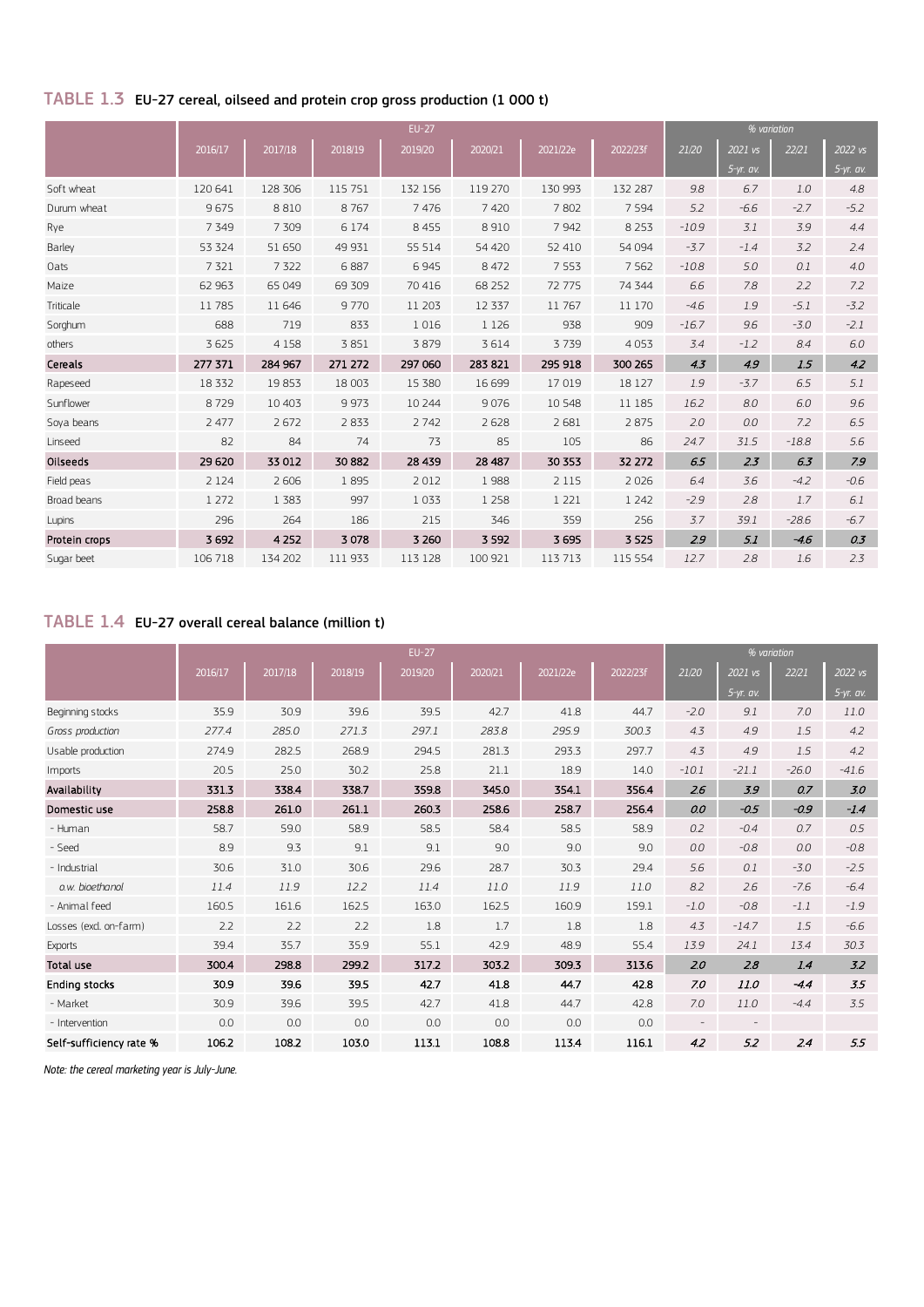## TABLE 1.3 EU-27 cereal, oilseed and protein crop gross production (1 000 t)

| | EU-27 | | | | | | | % variation | | | |
|---|---|---|---|---|---|---|---|---|---|---|---|
| | 2016/17 | 2017/18 | 2018/19 | 2019/20 | 2020/21 | 2021/22e | 2022/23f | 21/20 | 2021 vs 5-yr. av. | 22/21 | 2022 vs 5-yr. av. |
| Soft wheat | 120 641 | 128 306 | 115 751 | 132 156 | 119 270 | 130 993 | 132 287 | 9.8 | 6.7 | 1.0 | 4.8 |
| Durum wheat | 9 675 | 8 810 | 8 767 | 7 476 | 7 420 | 7 802 | 7 594 | 5.2 | -6.6 | -2.7 | -5.2 |
| Rye | 7 349 | 7 309 | 6 174 | 8 455 | 8 910 | 7 942 | 8 253 | -10.9 | 3.1 | 3.9 | 4.4 |
| Barley | 53 324 | 51 650 | 49 931 | 55 514 | 54 420 | 52 410 | 54 094 | -3.7 | -1.4 | 3.2 | 2.4 |
| Oats | 7 321 | 7 322 | 6 887 | 6 945 | 8 472 | 7 553 | 7 562 | -10.8 | 5.0 | 0.1 | 4.0 |
| Maize | 62 963 | 65 049 | 69 309 | 70 416 | 68 252 | 72 775 | 74 344 | 6.6 | 7.8 | 2.2 | 7.2 |
| Triticale | 11 785 | 11 646 | 9 770 | 11 203 | 12 337 | 11 767 | 11 170 | -4.6 | 1.9 | -5.1 | -3.2 |
| Sorghum | 688 | 719 | 833 | 1 016 | 1 126 | 938 | 909 | -16.7 | 9.6 | -3.0 | -2.1 |
| others | 3 625 | 4 158 | 3 851 | 3 879 | 3 614 | 3 739 | 4 053 | 3.4 | -1.2 | 8.4 | 6.0 |
| **Cereals** | **277 371** | **284 967** | **271 272** | **297 060** | **283 821** | **295 918** | **300 265** | **4.3** | **4.9** | **1.5** | **4.2** |
| Rapeseed | 18 332 | 19 853 | 18 003 | 15 380 | 16 699 | 17 019 | 18 127 | 1.9 | -3.7 | 6.5 | 5.1 |
| Sunflower | 8 729 | 10 403 | 9 973 | 10 244 | 9 076 | 10 548 | 11 185 | 16.2 | 8.0 | 6.0 | 9.6 |
| Soya beans | 2 477 | 2 672 | 2 833 | 2 742 | 2 628 | 2 681 | 2 875 | 2.0 | 0.0 | 7.2 | 6.5 |
| Linseed | 82 | 84 | 74 | 73 | 85 | 105 | 86 | 24.7 | 31.5 | -18.8 | 5.6 |
| **Oilseeds** | **29 620** | **33 012** | **30 882** | **28 439** | **28 487** | **30 353** | **32 272** | **6.5** | **2.3** | **6.3** | **7.9** |
| Field peas | 2 124 | 2 606 | 1 895 | 2 012 | 1 988 | 2 115 | 2 026 | 6.4 | 3.6 | -4.2 | -0.6 |
| Broad beans | 1 272 | 1 383 | 997 | 1 033 | 1 258 | 1 221 | 1 242 | -2.9 | 2.8 | 1.7 | 6.1 |
| Lupins | 296 | 264 | 186 | 215 | 346 | 359 | 256 | 3.7 | 39.1 | -28.6 | -6.7 |
| **Protein crops** | **3 692** | **4 252** | **3 078** | **3 260** | **3 592** | **3 695** | **3 525** | **2.9** | **5.1** | **-4.6** | **0.3** |
| Sugar beet | 106 718 | 134 202 | 111 933 | 113 128 | 100 921 | 113 713 | 115 554 | 12.7 | 2.8 | 1.6 | 2.3 |

## TABLE 1.4 EU-27 overall cereal balance (million t)

| | EU-27 | | | | | | | % variation | | | |
|---|---|---|---|---|---|---|---|---|---|---|---|
| | 2016/17 | 2017/18 | 2018/19 | 2019/20 | 2020/21 | 2021/22e | 2022/23f | 21/20 | 2021 vs 5-yr. av. | 22/21 | 2022 vs 5-yr. av. |
| Beginning stocks | 35.9 | 30.9 | 39.6 | 39.5 | 42.7 | 41.8 | 44.7 | -2.0 | 9.1 | 7.0 | 11.0 |
| *Gross production* | *277.4* | *285.0* | *271.3* | *297.1* | *283.8* | *295.9* | *300.3* | *4.3* | *4.9* | *1.5* | *4.2* |
| Usable production | 274.9 | 282.5 | 268.9 | 294.5 | 281.3 | 293.3 | 297.7 | 4.3 | 4.9 | 1.5 | 4.2 |
| Imports | 20.5 | 25.0 | 30.2 | 25.8 | 21.1 | 18.9 | 14.0 | -10.1 | -21.1 | -26.0 | -41.6 |
| **Availability** | **331.3** | **338.4** | **338.7** | **359.8** | **345.0** | **354.1** | **356.4** | **2.6** | **3.9** | **0.7** | **3.0** |
| **Domestic use** | **258.8** | **261.0** | **261.1** | **260.3** | **258.6** | **258.7** | **256.4** | **0.0** | **-0.5** | **-0.9** | **-1.4** |
| - Human | 58.7 | 59.0 | 58.9 | 58.5 | 58.4 | 58.5 | 58.9 | 0.2 | -0.4 | 0.7 | 0.5 |
| - Seed | 8.9 | 9.3 | 9.1 | 9.1 | 9.0 | 9.0 | 9.0 | 0.0 | -0.8 | 0.0 | -0.8 |
| - Industrial | 30.6 | 31.0 | 30.6 | 29.6 | 28.7 | 30.3 | 29.4 | 5.6 | 0.1 | -3.0 | -2.5 |
| *o.w. bioethanol* | *11.4* | *11.9* | *12.2* | *11.4* | *11.0* | *11.9* | *11.0* | *8.2* | *2.6* | *-7.6* | *-6.4* |
| - Animal feed | 160.5 | 161.6 | 162.5 | 163.0 | 162.5 | 160.9 | 159.1 | -1.0 | -0.8 | -1.1 | -1.9 |
| Losses (excl. on-farm) | 2.2 | 2.2 | 2.2 | 1.8 | 1.7 | 1.8 | 1.8 | 4.3 | -14.7 | 1.5 | -6.6 |
| Exports | 39.4 | 35.7 | 35.9 | 55.1 | 42.9 | 48.9 | 55.4 | 13.9 | 24.1 | 13.4 | 30.3 |
| **Total use** | **300.4** | **298.8** | **299.2** | **317.2** | **303.2** | **309.3** | **313.6** | **2.0** | **2.8** | **1.4** | **3.2** |
| **Ending stocks** | **30.9** | **39.6** | **39.5** | **42.7** | **41.8** | **44.7** | **42.8** | **7.0** | **11.0** | **-4.4** | **3.5** |
| - Market | 30.9 | 39.6 | 39.5 | 42.7 | 41.8 | 44.7 | 42.8 | 7.0 | 11.0 | -4.4 | 3.5 |
| - Intervention | 0.0 | 0.0 | 0.0 | 0.0 | 0.0 | 0.0 | 0.0 | - | - | | |
| **Self-sufficiency rate %** | **106.2** | **108.2** | **103.0** | **113.1** | **108.8** | **113.4** | **116.1** | **4.2** | **5.2** | **2.4** | **5.5** |

*Note: the cereal marketing year is July-June.*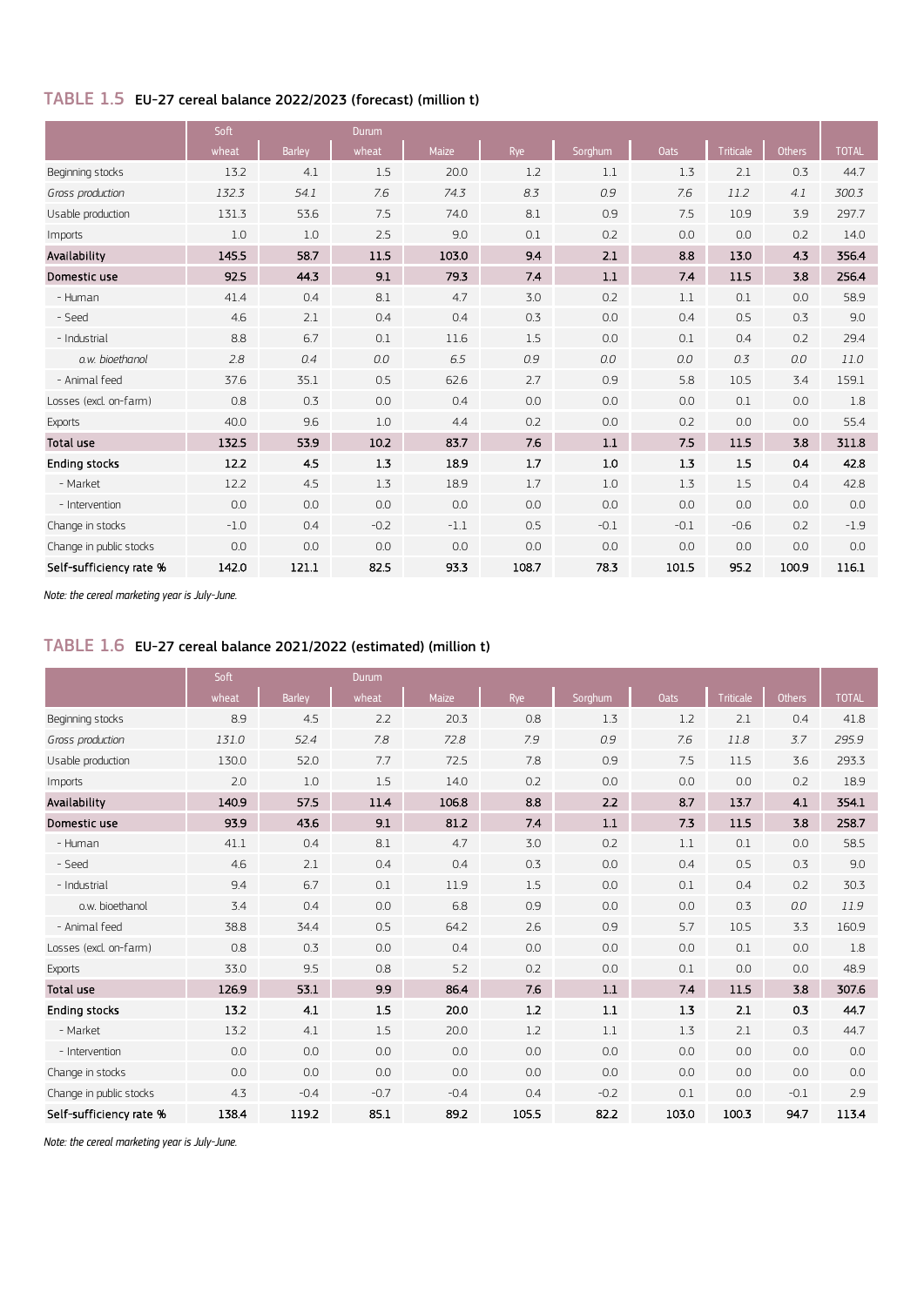## TABLE 1.5 EU-27 cereal balance 2022/2023 (forecast) (million t)

| | Soft wheat | Barley | Durum wheat | Maize | Rye | Sorghum | Oats | Triticale | Others | TOTAL |
|---|---|---|---|---|---|---|---|---|---|---|
| Beginning stocks | 13.2 | 4.1 | 1.5 | 20.0 | 1.2 | 1.1 | 1.3 | 2.1 | 0.3 | 44.7 |
| *Gross production* | *132.3* | *54.1* | *7.6* | *74.3* | *8.3* | *0.9* | *7.6* | *11.2* | *4.1* | *300.3* |
| Usable production | 131.3 | 53.6 | 7.5 | 74.0 | 8.1 | 0.9 | 7.5 | 10.9 | 3.9 | 297.7 |
| Imports | 1.0 | 1.0 | 2.5 | 9.0 | 0.1 | 0.2 | 0.0 | 0.0 | 0.2 | 14.0 |
| **Availability** | **145.5** | **58.7** | **11.5** | **103.0** | **9.4** | **2.1** | **8.8** | **13.0** | **4.3** | **356.4** |
| **Domestic use** | **92.5** | **44.3** | **9.1** | **79.3** | **7.4** | **1.1** | **7.4** | **11.5** | **3.8** | **256.4** |
| - Human | 41.4 | 0.4 | 8.1 | 4.7 | 3.0 | 0.2 | 1.1 | 0.1 | 0.0 | 58.9 |
| - Seed | 4.6 | 2.1 | 0.4 | 0.4 | 0.3 | 0.0 | 0.4 | 0.5 | 0.3 | 9.0 |
| - Industrial | 8.8 | 6.7 | 0.1 | 11.6 | 1.5 | 0.0 | 0.1 | 0.4 | 0.2 | 29.4 |
| *o.w. bioethanol* | *2.8* | *0.4* | *0.0* | *6.5* | *0.9* | *0.0* | *0.0* | *0.3* | *0.0* | *11.0* |
| - Animal feed | 37.6 | 35.1 | 0.5 | 62.6 | 2.7 | 0.9 | 5.8 | 10.5 | 3.4 | 159.1 |
| Losses (excl. on-farm) | 0.8 | 0.3 | 0.0 | 0.4 | 0.0 | 0.0 | 0.0 | 0.1 | 0.0 | 1.8 |
| Exports | 40.0 | 9.6 | 1.0 | 4.4 | 0.2 | 0.0 | 0.2 | 0.0 | 0.0 | 55.4 |
| **Total use** | **132.5** | **53.9** | **10.2** | **83.7** | **7.6** | **1.1** | **7.5** | **11.5** | **3.8** | **311.8** |
| **Ending stocks** | **12.2** | **4.5** | **1.3** | **18.9** | **1.7** | **1.0** | **1.3** | **1.5** | **0.4** | **42.8** |
| - Market | 12.2 | 4.5 | 1.3 | 18.9 | 1.7 | 1.0 | 1.3 | 1.5 | 0.4 | 42.8 |
| - Intervention | 0.0 | 0.0 | 0.0 | 0.0 | 0.0 | 0.0 | 0.0 | 0.0 | 0.0 | 0.0 |
| Change in stocks | -1.0 | 0.4 | -0.2 | -1.1 | 0.5 | -0.1 | -0.1 | -0.6 | 0.2 | -1.9 |
| Change in public stocks | 0.0 | 0.0 | 0.0 | 0.0 | 0.0 | 0.0 | 0.0 | 0.0 | 0.0 | 0.0 |
| **Self-sufficiency rate %** | **142.0** | **121.1** | **82.5** | **93.3** | **108.7** | **78.3** | **101.5** | **95.2** | **100.9** | **116.1** |

*Note: the cereal marketing year is July-June.*

## TABLE 1.6 EU-27 cereal balance 2021/2022 (estimated) (million t)

| | Soft wheat | Barley | Durum wheat | Maize | Rye | Sorghum | Oats | Triticale | Others | TOTAL |
|---|---|---|---|---|---|---|---|---|---|---|
| Beginning stocks | 8.9 | 4.5 | 2.2 | 20.3 | 0.8 | 1.3 | 1.2 | 2.1 | 0.4 | 41.8 |
| *Gross production* | *131.0* | *52.4* | *7.8* | *72.8* | *7.9* | *0.9* | *7.6* | *11.8* | *3.7* | *295.9* |
| Usable production | 130.0 | 52.0 | 7.7 | 72.5 | 7.8 | 0.9 | 7.5 | 11.5 | 3.6 | 293.3 |
| Imports | 2.0 | 1.0 | 1.5 | 14.0 | 0.2 | 0.0 | 0.0 | 0.0 | 0.2 | 18.9 |
| **Availability** | **140.9** | **57.5** | **11.4** | **106.8** | **8.8** | **2.2** | **8.7** | **13.7** | **4.1** | **354.1** |
| **Domestic use** | **93.9** | **43.6** | **9.1** | **81.2** | **7.4** | **1.1** | **7.3** | **11.5** | **3.8** | **258.7** |
| - Human | 41.1 | 0.4 | 8.1 | 4.7 | 3.0 | 0.2 | 1.1 | 0.1 | 0.0 | 58.5 |
| - Seed | 4.6 | 2.1 | 0.4 | 0.4 | 0.3 | 0.0 | 0.4 | 0.5 | 0.3 | 9.0 |
| - Industrial | 9.4 | 6.7 | 0.1 | 11.9 | 1.5 | 0.0 | 0.1 | 0.4 | 0.2 | 30.3 |
| o.w. bioethanol | 3.4 | 0.4 | 0.0 | 6.8 | 0.9 | 0.0 | 0.0 | 0.3 | *0.0* | *11.9* |
| - Animal feed | 38.8 | 34.4 | 0.5 | 64.2 | 2.6 | 0.9 | 5.7 | 10.5 | 3.3 | 160.9 |
| Losses (excl. on-farm) | 0.8 | 0.3 | 0.0 | 0.4 | 0.0 | 0.0 | 0.0 | 0.1 | 0.0 | 1.8 |
| Exports | 33.0 | 9.5 | 0.8 | 5.2 | 0.2 | 0.0 | 0.1 | 0.0 | 0.0 | 48.9 |
| **Total use** | **126.9** | **53.1** | **9.9** | **86.4** | **7.6** | **1.1** | **7.4** | **11.5** | **3.8** | **307.6** |
| **Ending stocks** | **13.2** | **4.1** | **1.5** | **20.0** | **1.2** | **1.1** | **1.3** | **2.1** | **0.3** | **44.7** |
| - Market | 13.2 | 4.1 | 1.5 | 20.0 | 1.2 | 1.1 | 1.3 | 2.1 | 0.3 | 44.7 |
| - Intervention | 0.0 | 0.0 | 0.0 | 0.0 | 0.0 | 0.0 | 0.0 | 0.0 | 0.0 | 0.0 |
| Change in stocks | 0.0 | 0.0 | 0.0 | 0.0 | 0.0 | 0.0 | 0.0 | 0.0 | 0.0 | 0.0 |
| Change in public stocks | 4.3 | -0.4 | -0.7 | -0.4 | 0.4 | -0.2 | 0.1 | 0.0 | -0.1 | 2.9 |
| **Self-sufficiency rate %** | **138.4** | **119.2** | **85.1** | **89.2** | **105.5** | **82.2** | **103.0** | **100.3** | **94.7** | **113.4** |

*Note: the cereal marketing year is July-June.*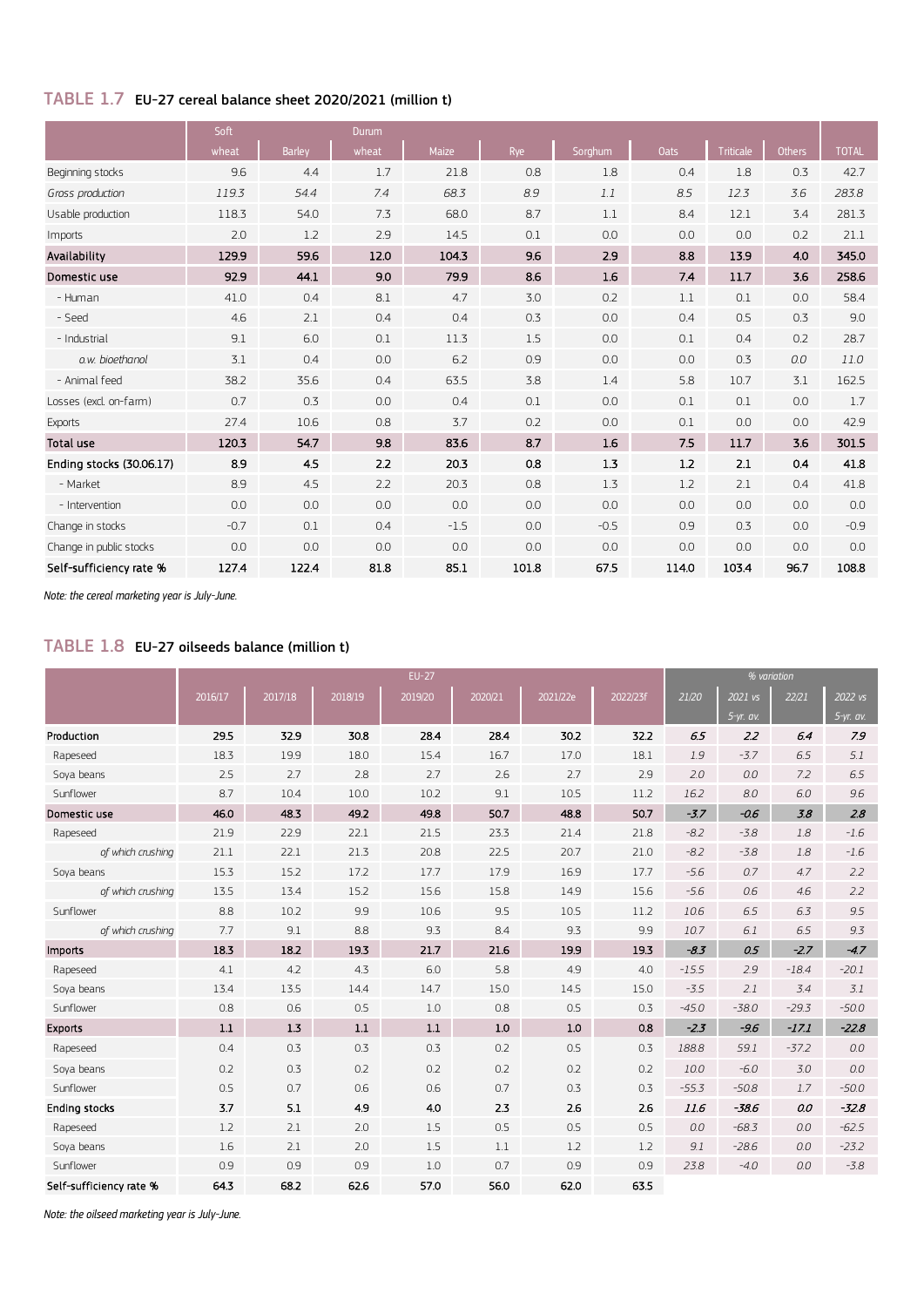## TABLE 1.7 EU-27 cereal balance sheet 2020/2021 (million t)

| | Soft wheat | Barley | Durum wheat | Maize | Rye | Sorghum | Oats | Triticale | Others | TOTAL |
|---|---|---|---|---|---|---|---|---|---|---|
| Beginning stocks | 9.6 | 4.4 | 1.7 | 21.8 | 0.8 | 1.8 | 0.4 | 1.8 | 0.3 | 42.7 |
| *Gross production* | *119.3* | *54.4* | *7.4* | *68.3* | *8.9* | *1.1* | *8.5* | *12.3* | *3.6* | *283.8* |
| Usable production | 118.3 | 54.0 | 7.3 | 68.0 | 8.7 | 1.1 | 8.4 | 12.1 | 3.4 | 281.3 |
| Imports | 2.0 | 1.2 | 2.9 | 14.5 | 0.1 | 0.0 | 0.0 | 0.0 | 0.2 | 21.1 |
| **Availability** | **129.9** | **59.6** | **12.0** | **104.3** | **9.6** | **2.9** | **8.8** | **13.9** | **4.0** | **345.0** |
| **Domestic use** | **92.9** | **44.1** | **9.0** | **79.9** | **8.6** | **1.6** | **7.4** | **11.7** | **3.6** | **258.6** |
| - Human | 41.0 | 0.4 | 8.1 | 4.7 | 3.0 | 0.2 | 1.1 | 0.1 | 0.0 | 58.4 |
| - Seed | 4.6 | 2.1 | 0.4 | 0.4 | 0.3 | 0.0 | 0.4 | 0.5 | 0.3 | 9.0 |
| - Industrial | 9.1 | 6.0 | 0.1 | 11.3 | 1.5 | 0.0 | 0.1 | 0.4 | 0.2 | 28.7 |
| *o.w. bioethanol* | 3.1 | 0.4 | 0.0 | 6.2 | 0.9 | 0.0 | 0.0 | 0.3 | *0.0* | *11.0* |
| - Animal feed | 38.2 | 35.6 | 0.4 | 63.5 | 3.8 | 1.4 | 5.8 | 10.7 | 3.1 | 162.5 |
| Losses (excl. on-farm) | 0.7 | 0.3 | 0.0 | 0.4 | 0.1 | 0.0 | 0.1 | 0.1 | 0.0 | 1.7 |
| Exports | 27.4 | 10.6 | 0.8 | 3.7 | 0.2 | 0.0 | 0.1 | 0.0 | 0.0 | 42.9 |
| **Total use** | **120.3** | **54.7** | **9.8** | **83.6** | **8.7** | **1.6** | **7.5** | **11.7** | **3.6** | **301.5** |
| **Ending stocks (30.06.17)** | **8.9** | **4.5** | **2.2** | **20.3** | **0.8** | **1.3** | **1.2** | **2.1** | **0.4** | **41.8** |
| - Market | 8.9 | 4.5 | 2.2 | 20.3 | 0.8 | 1.3 | 1.2 | 2.1 | 0.4 | 41.8 |
| - Intervention | 0.0 | 0.0 | 0.0 | 0.0 | 0.0 | 0.0 | 0.0 | 0.0 | 0.0 | 0.0 |
| Change in stocks | -0.7 | 0.1 | 0.4 | -1.5 | 0.0 | -0.5 | 0.9 | 0.3 | 0.0 | -0.9 |
| Change in public stocks | 0.0 | 0.0 | 0.0 | 0.0 | 0.0 | 0.0 | 0.0 | 0.0 | 0.0 | 0.0 |
| **Self-sufficiency rate %** | **127.4** | **122.4** | **81.8** | **85.1** | **101.8** | **67.5** | **114.0** | **103.4** | **96.7** | **108.8** |

*Note: the cereal marketing year is July-June.*

## TABLE 1.8 EU-27 oilseeds balance (million t)

| | EU-27 | | | | | | | % variation | | | |
|---|---|---|---|---|---|---|---|---|---|---|---|
| | 2016/17 | 2017/18 | 2018/19 | 2019/20 | 2020/21 | 2021/22e | 2022/23f | *21/20* | *2021 vs 5-yr. av.* | *22/21* | *2022 vs 5-yr. av.* |
| **Production** | **29.5** | **32.9** | **30.8** | **28.4** | **28.4** | **30.2** | **32.2** | ***6.5*** | ***2.2*** | ***6.4*** | ***7.9*** |
| Rapeseed | 18.3 | 19.9 | 18.0 | 15.4 | 16.7 | 17.0 | 18.1 | *1.9* | *-3.7* | *6.5* | *5.1* |
| Soya beans | 2.5 | 2.7 | 2.8 | 2.7 | 2.6 | 2.7 | 2.9 | *2.0* | *0.0* | *7.2* | *6.5* |
| Sunflower | 8.7 | 10.4 | 10.0 | 10.2 | 9.1 | 10.5 | 11.2 | *16.2* | *8.0* | *6.0* | *9.6* |
| **Domestic use** | **46.0** | **48.3** | **49.2** | **49.8** | **50.7** | **48.8** | **50.7** | ***-3.7*** | ***-0.6*** | ***3.8*** | ***2.8*** |
| Rapeseed | 21.9 | 22.9 | 22.1 | 21.5 | 23.3 | 21.4 | 21.8 | *-8.2* | *-3.8* | *1.8* | *-1.6* |
| *of which crushing* | 21.1 | 22.1 | 21.3 | 20.8 | 22.5 | 20.7 | 21.0 | *-8.2* | *-3.8* | *1.8* | *-1.6* |
| Soya beans | 15.3 | 15.2 | 17.2 | 17.7 | 17.9 | 16.9 | 17.7 | *-5.6* | *0.7* | *4.7* | *2.2* |
| *of which crushing* | 13.5 | 13.4 | 15.2 | 15.6 | 15.8 | 14.9 | 15.6 | *-5.6* | *0.6* | *4.6* | *2.2* |
| Sunflower | 8.8 | 10.2 | 9.9 | 10.6 | 9.5 | 10.5 | 11.2 | *10.6* | *6.5* | *6.3* | *9.5* |
| *of which crushing* | 7.7 | 9.1 | 8.8 | 9.3 | 8.4 | 9.3 | 9.9 | *10.7* | *6.1* | *6.5* | *9.3* |
| **Imports** | **18.3** | **18.2** | **19.3** | **21.7** | **21.6** | **19.9** | **19.3** | ***-8.3*** | ***0.5*** | ***-2.7*** | ***-4.7*** |
| Rapeseed | 4.1 | 4.2 | 4.3 | 6.0 | 5.8 | 4.9 | 4.0 | *-15.5* | *2.9* | *-18.4* | *-20.1* |
| Soya beans | 13.4 | 13.5 | 14.4 | 14.7 | 15.0 | 14.5 | 15.0 | *-3.5* | *2.1* | *3.4* | *3.1* |
| Sunflower | 0.8 | 0.6 | 0.5 | 1.0 | 0.8 | 0.5 | 0.3 | *-45.0* | *-38.0* | *-29.3* | *-50.0* |
| **Exports** | **1.1** | **1.3** | **1.1** | **1.1** | **1.0** | **1.0** | **0.8** | ***-2.3*** | ***-9.6*** | ***-17.1*** | ***-22.8*** |
| Rapeseed | 0.4 | 0.3 | 0.3 | 0.3 | 0.2 | 0.5 | 0.3 | *188.8* | *59.1* | *-37.2* | *0.0* |
| Soya beans | 0.2 | 0.3 | 0.2 | 0.2 | 0.2 | 0.2 | 0.2 | *10.0* | *-6.0* | *3.0* | *0.0* |
| Sunflower | 0.5 | 0.7 | 0.6 | 0.6 | 0.7 | 0.3 | 0.3 | *-55.3* | *-50.8* | *1.7* | *-50.0* |
| **Ending stocks** | **3.7** | **5.1** | **4.9** | **4.0** | **2.3** | **2.6** | **2.6** | ***11.6*** | ***-38.6*** | ***0.0*** | ***-32.8*** |
| Rapeseed | 1.2 | 2.1 | 2.0 | 1.5 | 0.5 | 0.5 | 0.5 | *0.0* | *-68.3* | *0.0* | *-62.5* |
| Soya beans | 1.6 | 2.1 | 2.0 | 1.5 | 1.1 | 1.2 | 1.2 | *9.1* | *-28.6* | *0.0* | *-23.2* |
| Sunflower | 0.9 | 0.9 | 0.9 | 1.0 | 0.7 | 0.9 | 0.9 | *23.8* | *-4.0* | *0.0* | *-3.8* |
| **Self-sufficiency rate %** | **64.3** | **68.2** | **62.6** | **57.0** | **56.0** | **62.0** | **63.5** | | | | |

*Note: the oilseed marketing year is July-June.*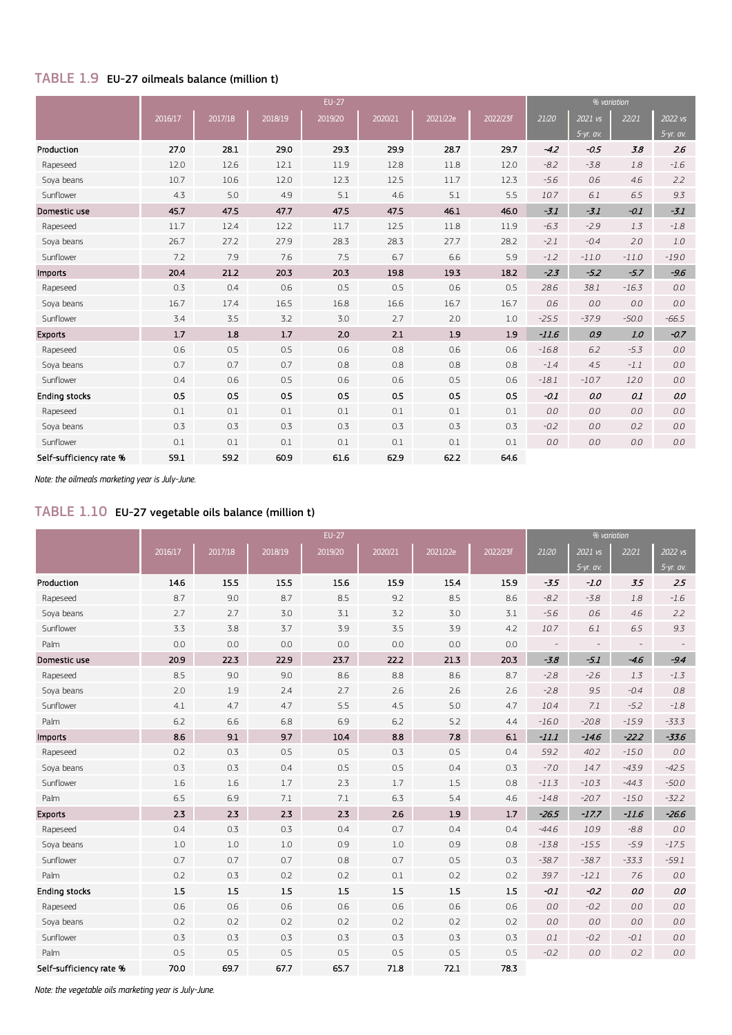## TABLE 1.9 EU-27 oilmeals balance (million t)

| | EU-27 | | | | | | | % variation | | | |
|---|---|---|---|---|---|---|---|---|---|---|---|
| | 2016/17 | 2017/18 | 2018/19 | 2019/20 | 2020/21 | 2021/22e | 2022/23f | 21/20 | 2021 vs 5-yr. av. | 22/21 | 2022 vs 5-yr. av. |
| **Production** | 27.0 | 28.1 | 29.0 | 29.3 | 29.9 | 28.7 | 29.7 | -4.2 | -0.5 | 3.8 | 2.6 |
| Rapeseed | 12.0 | 12.6 | 12.1 | 11.9 | 12.8 | 11.8 | 12.0 | -8.2 | -3.8 | 1.8 | -1.6 |
| Soya beans | 10.7 | 10.6 | 12.0 | 12.3 | 12.5 | 11.7 | 12.3 | -5.6 | 0.6 | 4.6 | 2.2 |
| Sunflower | 4.3 | 5.0 | 4.9 | 5.1 | 4.6 | 5.1 | 5.5 | 10.7 | 6.1 | 6.5 | 9.3 |
| **Domestic use** | 45.7 | 47.5 | 47.7 | 47.5 | 47.5 | 46.1 | 46.0 | -3.1 | -3.1 | -0.1 | -3.1 |
| Rapeseed | 11.7 | 12.4 | 12.2 | 11.7 | 12.5 | 11.8 | 11.9 | -6.3 | -2.9 | 1.3 | -1.8 |
| Soya beans | 26.7 | 27.2 | 27.9 | 28.3 | 28.3 | 27.7 | 28.2 | -2.1 | -0.4 | 2.0 | 1.0 |
| Sunflower | 7.2 | 7.9 | 7.6 | 7.5 | 6.7 | 6.6 | 5.9 | -1.2 | -11.0 | -11.0 | -19.0 |
| **Imports** | 20.4 | 21.2 | 20.3 | 20.3 | 19.8 | 19.3 | 18.2 | -2.3 | -5.2 | -5.7 | -9.6 |
| Rapeseed | 0.3 | 0.4 | 0.6 | 0.5 | 0.5 | 0.6 | 0.5 | 28.6 | 38.1 | -16.3 | 0.0 |
| Soya beans | 16.7 | 17.4 | 16.5 | 16.8 | 16.6 | 16.7 | 16.7 | 0.6 | 0.0 | 0.0 | 0.0 |
| Sunflower | 3.4 | 3.5 | 3.2 | 3.0 | 2.7 | 2.0 | 1.0 | -25.5 | -37.9 | -50.0 | -66.5 |
| **Exports** | 1.7 | 1.8 | 1.7 | 2.0 | 2.1 | 1.9 | 1.9 | -11.6 | 0.9 | 1.0 | -0.7 |
| Rapeseed | 0.6 | 0.5 | 0.5 | 0.6 | 0.8 | 0.6 | 0.6 | -16.8 | 6.2 | -5.3 | 0.0 |
| Soya beans | 0.7 | 0.7 | 0.7 | 0.8 | 0.8 | 0.8 | 0.8 | -1.4 | 4.5 | -1.1 | 0.0 |
| Sunflower | 0.4 | 0.6 | 0.5 | 0.6 | 0.6 | 0.5 | 0.6 | -18.1 | -10.7 | 12.0 | 0.0 |
| **Ending stocks** | 0.5 | 0.5 | 0.5 | 0.5 | 0.5 | 0.5 | 0.5 | -0.1 | 0.0 | 0.1 | 0.0 |
| Rapeseed | 0.1 | 0.1 | 0.1 | 0.1 | 0.1 | 0.1 | 0.1 | 0.0 | 0.0 | 0.0 | 0.0 |
| Soya beans | 0.3 | 0.3 | 0.3 | 0.3 | 0.3 | 0.3 | 0.3 | -0.2 | 0.0 | 0.2 | 0.0 |
| Sunflower | 0.1 | 0.1 | 0.1 | 0.1 | 0.1 | 0.1 | 0.1 | 0.0 | 0.0 | 0.0 | 0.0 |
| **Self-sufficiency rate %** | 59.1 | 59.2 | 60.9 | 61.6 | 62.9 | 62.2 | 64.6 | | | | |

*Note: the oilmeals marketing year is July-June.*

## TABLE 1.10 EU-27 vegetable oils balance (million t)

| | EU-27 | | | | | | | % variation | | | |
|---|---|---|---|---|---|---|---|---|---|---|---|
| | 2016/17 | 2017/18 | 2018/19 | 2019/20 | 2020/21 | 2021/22e | 2022/23f | 21/20 | 2021 vs 5-yr. av. | 22/21 | 2022 vs 5-yr. av. |
| **Production** | 14.6 | 15.5 | 15.5 | 15.6 | 15.9 | 15.4 | 15.9 | -3.5 | -1.0 | 3.5 | 2.5 |
| Rapeseed | 8.7 | 9.0 | 8.7 | 8.5 | 9.2 | 8.5 | 8.6 | -8.2 | -3.8 | 1.8 | -1.6 |
| Soya beans | 2.7 | 2.7 | 3.0 | 3.1 | 3.2 | 3.0 | 3.1 | -5.6 | 0.6 | 4.6 | 2.2 |
| Sunflower | 3.3 | 3.8 | 3.7 | 3.9 | 3.5 | 3.9 | 4.2 | 10.7 | 6.1 | 6.5 | 9.3 |
| Palm | 0.0 | 0.0 | 0.0 | 0.0 | 0.0 | 0.0 | 0.0 | - | - | - | - |
| **Domestic use** | 20.9 | 22.3 | 22.9 | 23.7 | 22.2 | 21.3 | 20.3 | -3.8 | -5.1 | -4.6 | -9.4 |
| Rapeseed | 8.5 | 9.0 | 9.0 | 8.6 | 8.8 | 8.6 | 8.7 | -2.8 | -2.6 | 1.3 | -1.3 |
| Soya beans | 2.0 | 1.9 | 2.4 | 2.7 | 2.6 | 2.6 | 2.6 | -2.8 | 9.5 | -0.4 | 0.8 |
| Sunflower | 4.1 | 4.7 | 4.7 | 5.5 | 4.5 | 5.0 | 4.7 | 10.4 | 7.1 | -5.2 | -1.8 |
| Palm | 6.2 | 6.6 | 6.8 | 6.9 | 6.2 | 5.2 | 4.4 | -16.0 | -20.8 | -15.9 | -33.3 |
| **Imports** | 8.6 | 9.1 | 9.7 | 10.4 | 8.8 | 7.8 | 6.1 | -11.1 | -14.6 | -22.2 | -33.6 |
| Rapeseed | 0.2 | 0.3 | 0.5 | 0.5 | 0.3 | 0.5 | 0.4 | 59.2 | 40.2 | -15.0 | 0.0 |
| Soya beans | 0.3 | 0.3 | 0.4 | 0.5 | 0.5 | 0.4 | 0.3 | -7.0 | 14.7 | -43.9 | -42.5 |
| Sunflower | 1.6 | 1.6 | 1.7 | 2.3 | 1.7 | 1.5 | 0.8 | -11.3 | -10.3 | -44.3 | -50.0 |
| Palm | 6.5 | 6.9 | 7.1 | 7.1 | 6.3 | 5.4 | 4.6 | -14.8 | -20.7 | -15.0 | -32.2 |
| **Exports** | 2.3 | 2.3 | 2.3 | 2.3 | 2.6 | 1.9 | 1.7 | -26.5 | -17.7 | -11.6 | -26.6 |
| Rapeseed | 0.4 | 0.3 | 0.3 | 0.4 | 0.7 | 0.4 | 0.4 | -44.6 | 10.9 | -8.8 | 0.0 |
| Soya beans | 1.0 | 1.0 | 1.0 | 0.9 | 1.0 | 0.9 | 0.8 | -13.8 | -15.5 | -5.9 | -17.5 |
| Sunflower | 0.7 | 0.7 | 0.7 | 0.8 | 0.7 | 0.5 | 0.3 | -38.7 | -38.7 | -33.3 | -59.1 |
| Palm | 0.2 | 0.3 | 0.2 | 0.2 | 0.1 | 0.2 | 0.2 | 39.7 | -12.1 | 7.6 | 0.0 |
| **Ending stocks** | 1.5 | 1.5 | 1.5 | 1.5 | 1.5 | 1.5 | 1.5 | -0.1 | -0.2 | 0.0 | 0.0 |
| Rapeseed | 0.6 | 0.6 | 0.6 | 0.6 | 0.6 | 0.6 | 0.6 | 0.0 | -0.2 | 0.0 | 0.0 |
| Soya beans | 0.2 | 0.2 | 0.2 | 0.2 | 0.2 | 0.2 | 0.2 | 0.0 | 0.0 | 0.0 | 0.0 |
| Sunflower | 0.3 | 0.3 | 0.3 | 0.3 | 0.3 | 0.3 | 0.3 | 0.1 | -0.2 | -0.1 | 0.0 |
| Palm | 0.5 | 0.5 | 0.5 | 0.5 | 0.5 | 0.5 | 0.5 | -0.2 | 0.0 | 0.2 | 0.0 |
| **Self-sufficiency rate %** | 70.0 | 69.7 | 67.7 | 65.7 | 71.8 | 72.1 | 78.3 | | | | |

*Note: the vegetable oils marketing year is July-June.*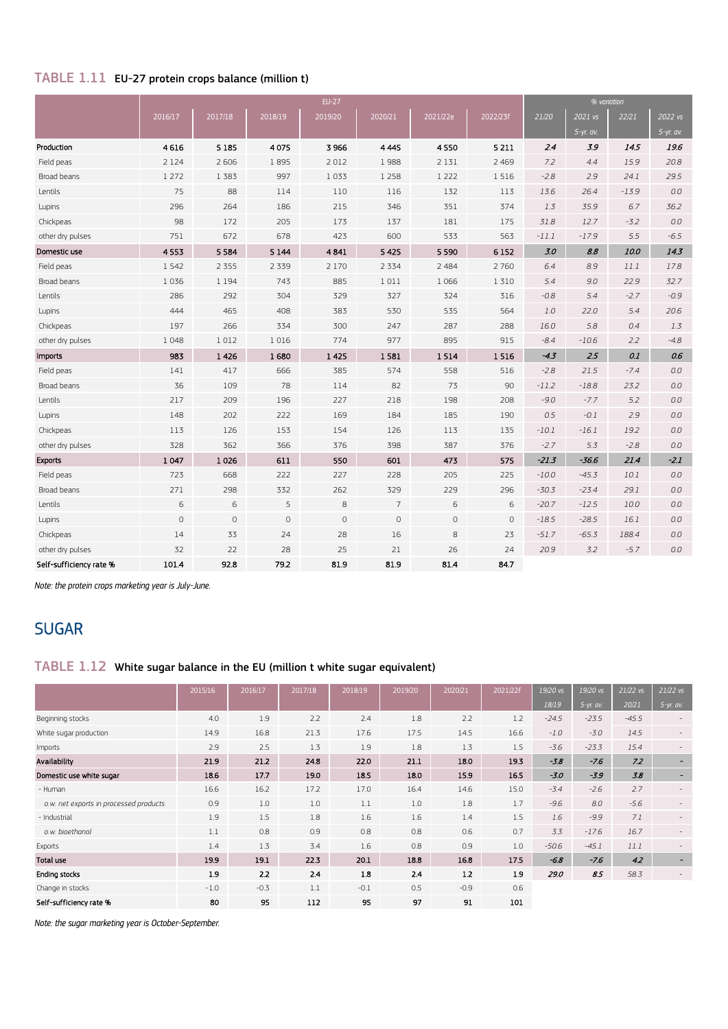## TABLE 1.11 EU-27 protein crops balance (million t)

| | EU-27 | | | | | | | % variation | | | |
|---|---|---|---|---|---|---|---|---|---|---|---|
| | 2016/17 | 2017/18 | 2018/19 | 2019/20 | 2020/21 | 2021/22e | 2022/23f | 21/20 | 2021 vs 5-yr. av. | 22/21 | 2022 vs 5-yr. av. |
| **Production** | 4 616 | 5 185 | 4 075 | 3 966 | 4 445 | 4 550 | 5 211 | 2.4 | 3.9 | 14.5 | 19.6 |
| Field peas | 2 124 | 2 606 | 1 895 | 2 012 | 1 988 | 2 131 | 2 469 | 7.2 | 4.4 | 15.9 | 20.8 |
| Broad beans | 1 272 | 1 383 | 997 | 1 033 | 1 258 | 1 222 | 1 516 | -2.8 | 2.9 | 24.1 | 29.5 |
| Lentils | 75 | 88 | 114 | 110 | 116 | 132 | 113 | 13.6 | 26.4 | -13.9 | 0.0 |
| Lupins | 296 | 264 | 186 | 215 | 346 | 351 | 374 | 1.3 | 35.9 | 6.7 | 36.2 |
| Chickpeas | 98 | 172 | 205 | 173 | 137 | 181 | 175 | 31.8 | 12.7 | -3.2 | 0.0 |
| other dry pulses | 751 | 672 | 678 | 423 | 600 | 533 | 563 | -11.1 | -17.9 | 5.5 | -6.5 |
| **Domestic use** | 4 553 | 5 584 | 5 144 | 4 841 | 5 425 | 5 590 | 6 152 | 3.0 | 8.8 | 10.0 | 14.3 |
| Field peas | 1 542 | 2 355 | 2 339 | 2 170 | 2 334 | 2 484 | 2 760 | 6.4 | 8.9 | 11.1 | 17.8 |
| Broad beans | 1 036 | 1 194 | 743 | 885 | 1 011 | 1 066 | 1 310 | 5.4 | 9.0 | 22.9 | 32.7 |
| Lentils | 286 | 292 | 304 | 329 | 327 | 324 | 316 | -0.8 | 5.4 | -2.7 | -0.9 |
| Lupins | 444 | 465 | 408 | 383 | 530 | 535 | 564 | 1.0 | 22.0 | 5.4 | 20.6 |
| Chickpeas | 197 | 266 | 334 | 300 | 247 | 287 | 288 | 16.0 | 5.8 | 0.4 | 1.3 |
| other dry pulses | 1 048 | 1 012 | 1 016 | 774 | 977 | 895 | 915 | -8.4 | -10.6 | 2.2 | -4.8 |
| **Imports** | 983 | 1 426 | 1 680 | 1 425 | 1 581 | 1 514 | 1 516 | -4.3 | 2.5 | 0.1 | 0.6 |
| Field peas | 141 | 417 | 666 | 385 | 574 | 558 | 516 | -2.8 | 21.5 | -7.4 | 0.0 |
| Broad beans | 36 | 109 | 78 | 114 | 82 | 73 | 90 | -11.2 | -18.8 | 23.2 | 0.0 |
| Lentils | 217 | 209 | 196 | 227 | 218 | 198 | 208 | -9.0 | -7.7 | 5.2 | 0.0 |
| Lupins | 148 | 202 | 222 | 169 | 184 | 185 | 190 | 0.5 | -0.1 | 2.9 | 0.0 |
| Chickpeas | 113 | 126 | 153 | 154 | 126 | 113 | 135 | -10.1 | -16.1 | 19.2 | 0.0 |
| other dry pulses | 328 | 362 | 366 | 376 | 398 | 387 | 376 | -2.7 | 5.3 | -2.8 | 0.0 |
| **Exports** | 1 047 | 1 026 | 611 | 550 | 601 | 473 | 575 | -21.3 | -36.6 | 21.4 | -2.1 |
| Field peas | 723 | 668 | 222 | 227 | 228 | 205 | 225 | -10.0 | -45.3 | 10.1 | 0.0 |
| Broad beans | 271 | 298 | 332 | 262 | 329 | 229 | 296 | -30.3 | -23.4 | 29.1 | 0.0 |
| Lentils | 6 | 6 | 5 | 8 | 7 | 6 | 6 | -20.7 | -12.5 | 10.0 | 0.0 |
| Lupins | 0 | 0 | 0 | 0 | 0 | 0 | 0 | -18.5 | -28.5 | 16.1 | 0.0 |
| Chickpeas | 14 | 33 | 24 | 28 | 16 | 8 | 23 | -51.7 | -65.3 | 188.4 | 0.0 |
| other dry pulses | 32 | 22 | 28 | 25 | 21 | 26 | 24 | 20.9 | 3.2 | -5.7 | 0.0 |
| **Self-sufficiency rate %** | 101.4 | 92.8 | 79.2 | 81.9 | 81.9 | 81.4 | 84.7 | | | | |

*Note: the protein crops marketing year is July-June.*

# SUGAR

## TABLE 1.12 White sugar balance in the EU (million t white sugar equivalent)

| | 2015/16 | 2016/17 | 2017/18 | 2018/19 | 2019/20 | 2020/21 | 2021/22f | 19/20 vs 18/19 | 19/20 vs 5-yr. av. | 21/22 vs 20/21 | 21/22 vs 5-yr. av. |
|---|---|---|---|---|---|---|---|---|---|---|---|
| Beginning stocks | 4.0 | 1.9 | 2.2 | 2.4 | 1.8 | 2.2 | 1.2 | -24.5 | -23.5 | -45.5 | - |
| White sugar production | 14.9 | 16.8 | 21.3 | 17.6 | 17.5 | 14.5 | 16.6 | -1.0 | -3.0 | 14.5 | - |
| Imports | 2.9 | 2.5 | 1.3 | 1.9 | 1.8 | 1.3 | 1.5 | -3.6 | -23.3 | 15.4 | - |
| **Availability** | 21.9 | 21.2 | 24.8 | 22.0 | 21.1 | 18.0 | 19.3 | -3.8 | -7.6 | 7.2 | - |
| **Domestic use white sugar** | 18.6 | 17.7 | 19.0 | 18.5 | 18.0 | 15.9 | 16.5 | -3.0 | -3.9 | 3.8 | - |
| - Human | 16.6 | 16.2 | 17.2 | 17.0 | 16.4 | 14.6 | 15.0 | -3.4 | -2.6 | 2.7 | - |
| *o.w. net exports in processed products* | 0.9 | 1.0 | 1.0 | 1.1 | 1.0 | 1.8 | 1.7 | -9.6 | 8.0 | -5.6 | - |
| - Industrial | 1.9 | 1.5 | 1.8 | 1.6 | 1.6 | 1.4 | 1.5 | 1.6 | -9.9 | 7.1 | - |
| *o.w. bioethanol* | 1.1 | 0.8 | 0.9 | 0.8 | 0.8 | 0.6 | 0.7 | 3.3 | -17.6 | 16.7 | - |
| Exports | 1.4 | 1.3 | 3.4 | 1.6 | 0.8 | 0.9 | 1.0 | -50.6 | -45.1 | 11.1 | - |
| **Total use** | 19.9 | 19.1 | 22.3 | 20.1 | 18.8 | 16.8 | 17.5 | -6.8 | -7.6 | 4.2 | - |
| **Ending stocks** | 1.9 | 2.2 | 2.4 | 1.8 | 2.4 | 1.2 | 1.9 | 29.0 | 8.5 | 58.3 | - |
| Change in stocks | -1.0 | -0.3 | 1.1 | -0.1 | 0.5 | -0.9 | 0.6 | | | | |
| **Self-sufficiency rate %** | 80 | 95 | 112 | 95 | 97 | 91 | 101 | | | | |

*Note: the sugar marketing year is October-September.*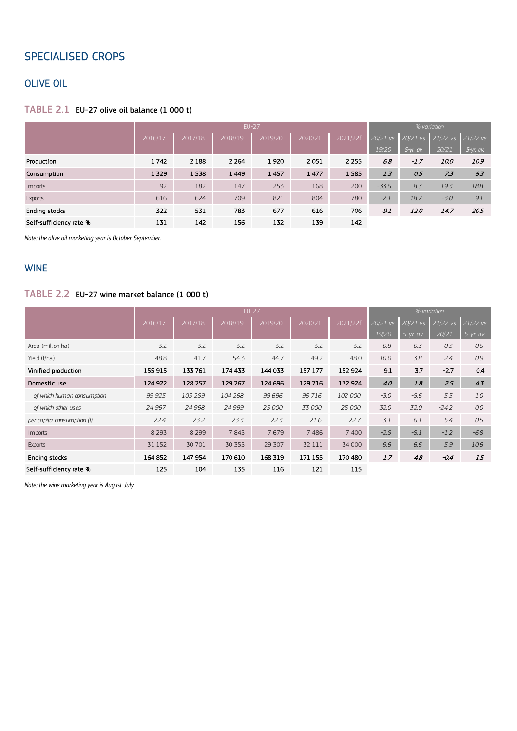# SPECIALISED CROPS

## OLIVE OIL

### TABLE 2.1 EU-27 olive oil balance (1 000 t)

| | EU-27 | | | | | | % variation | | | |
|---|---|---|---|---|---|---|---|---|---|---|
| | 2016/17 | 2017/18 | 2018/19 | 2019/20 | 2020/21 | 2021/22f | 20/21 vs 19/20 | 20/21 vs 5-yr. av. | 21/22 vs 20/21 | 21/22 vs 5-yr. av. |
| **Production** | 1 742 | 2 188 | 2 264 | 1 920 | 2 051 | 2 255 | *6.8* | *-1.7* | *10.0* | *10.9* |
| **Consumption** | 1 329 | 1 538 | 1 449 | 1 457 | 1 477 | 1 585 | *1.3* | *0.5* | *7.3* | *9.3* |
| Imports | 92 | 182 | 147 | 253 | 168 | 200 | -33.6 | 8.3 | 19.3 | 18.8 |
| Exports | 616 | 624 | 709 | 821 | 804 | 780 | -2.1 | 18.2 | -3.0 | 9.1 |
| **Ending stocks** | 322 | 531 | 783 | 677 | 616 | 706 | *-9.1* | *12.0* | *14.7* | *20.5* |
| **Self-sufficiency rate %** | 131 | 142 | 156 | 132 | 139 | 142 | | | | |

*Note: the olive oil marketing year is October-September.*

## WINE

### TABLE 2.2 EU-27 wine market balance (1 000 t)

| | EU-27 | | | | | | % variation | | | |
|---|---|---|---|---|---|---|---|---|---|---|
| | 2016/17 | 2017/18 | 2018/19 | 2019/20 | 2020/21 | 2021/22f | 20/21 vs 19/20 | 20/21 vs 5-yr. av. | 21/22 vs 20/21 | 21/22 vs 5-yr. av. |
| Area (million ha) | 3.2 | 3.2 | 3.2 | 3.2 | 3.2 | 3.2 | -0.8 | -0.3 | -0.3 | -0.6 |
| Yield (t/ha) | 48.8 | 41.7 | 54.3 | 44.7 | 49.2 | 48.0 | 10.0 | 3.8 | -2.4 | 0.9 |
| **Vinified production** | 155 915 | 133 761 | 174 433 | 144 033 | 157 177 | 152 924 | 9.1 | 3.7 | -2.7 | 0.4 |
| **Domestic use** | 124 922 | 128 257 | 129 267 | 124 696 | 129 716 | 132 924 | *4.0* | *1.8* | *2.5* | *4.3* |
| *of which human consumption* | *99 925* | *103 259* | *104 268* | *99 696* | *96 716* | *102 000* | *-3.0* | *-5.6* | *5.5* | *1.0* |
| *of which other uses* | *24 997* | *24 998* | *24 999* | *25 000* | *33 000* | *25 000* | *32.0* | *32.0* | *-24.2* | *0.0* |
| *per capita consumption (l)* | *22.4* | *23.2* | *23.3* | *22.3* | *21.6* | *22.7* | *-3.1* | *-6.1* | *5.4* | *0.5* |
| Imports | 8 293 | 8 299 | 7 845 | 7 679 | 7 486 | 7 400 | -2.5 | -8.1 | -1.2 | -6.8 |
| Exports | 31 152 | 30 701 | 30 355 | 29 307 | 32 111 | 34 000 | 9.6 | 6.6 | 5.9 | 10.6 |
| **Ending stocks** | 164 852 | 147 954 | 170 610 | 168 319 | 171 155 | 170 480 | *1.7* | *4.8* | *-0.4* | *1.5* |
| **Self-sufficiency rate %** | 125 | 104 | 135 | 116 | 121 | 115 | | | | |

*Note: the wine marketing year is August-July.*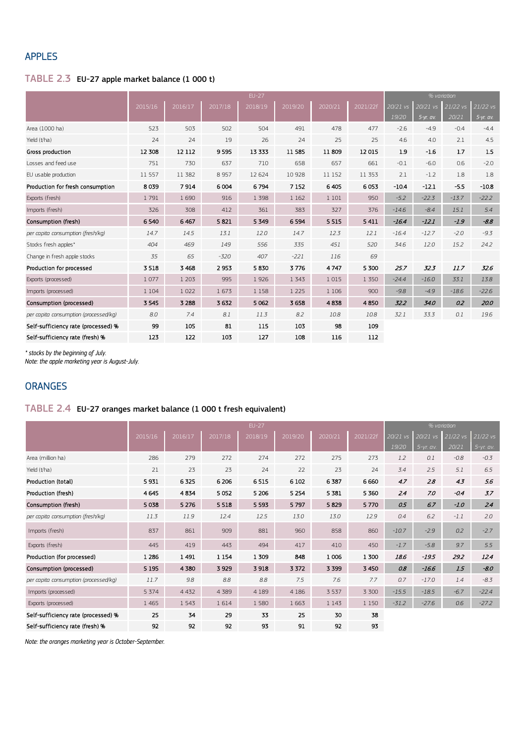## APPLES

### TABLE 2.3 EU-27 apple market balance (1 000 t)

| | EU-27 | | | | | | | % variation | | | |
|---|---|---|---|---|---|---|---|---|---|---|---|
| | 2015/16 | 2016/17 | 2017/18 | 2018/19 | 2019/20 | 2020/21 | 2021/22f | 20/21 vs 19/20 | 20/21 vs 5-yr. av. | 21/22 vs 20/21 | 21/22 vs 5-yr. av. |
| Area (1000 ha) | 523 | 503 | 502 | 504 | 491 | 478 | 477 | -2.6 | -4.9 | -0.4 | -4.4 |
| Yield (t/ha) | 24 | 24 | 19 | 26 | 24 | 25 | 25 | 4.6 | 4.0 | 2.1 | 4.5 |
| **Gross production** | **12 308** | **12 112** | **9 595** | **13 333** | **11 585** | **11 809** | **12 015** | **1.9** | **-1.6** | **1.7** | **1.5** |
| Losses and feed use | 751 | 730 | 637 | 710 | 658 | 657 | 661 | -0.1 | -6.0 | 0.6 | -2.0 |
| EU usable production | 11 557 | 11 382 | 8 957 | 12 624 | 10 928 | 11 152 | 11 353 | 2.1 | -1.2 | 1.8 | 1.8 |
| **Production for fresh consumption** | **8 039** | **7 914** | **6 004** | **6 794** | **7 152** | **6 405** | **6 053** | **-10.4** | **-12.1** | **-5.5** | **-10.8** |
| Exports (fresh) | 1 791 | 1 690 | 916 | 1 398 | 1 162 | 1 101 | 950 | *-5.2* | *-22.3* | *-13.7* | *-22.2* |
| Imports (fresh) | 326 | 308 | 412 | 361 | 383 | 327 | 376 | *-14.6* | *-8.4* | *15.1* | *5.4* |
| **Consumption (fresh)** | **6 540** | **6 467** | **5 821** | **5 349** | **6 594** | **5 515** | **5 411** | ***-16.4*** | ***-12.1*** | ***-1.9*** | ***-8.8*** |
| *per capita consumption (fresh/kg)* | *14.7* | *14.5* | *13.1* | *12.0* | *14.7* | *12.3* | *12.1* | -16.4 | -12.7 | -2.0 | -9.3 |
| Stocks fresh apples* | *404* | *469* | *149* | *556* | *335* | *451* | *520* | 34.6 | 12.0 | 15.2 | 24.2 |
| Change in fresh apple stocks | *35* | *65* | *-320* | *407* | *-221* | *116* | *69* | | | | |
| **Production for processed** | **3 518** | **3 468** | **2 953** | **5 830** | **3 776** | **4 747** | **5 300** | ***25.7*** | ***32.3*** | ***11.7*** | ***32.6*** |
| Exports (processed) | 1 077 | 1 203 | 995 | 1 926 | 1 343 | 1 015 | 1 350 | *-24.4* | *-16.0* | *33.1* | *13.8* |
| Imports (processed) | 1 104 | 1 022 | 1 673 | 1 158 | 1 225 | 1 106 | 900 | *-9.8* | *-4.9* | *-18.6* | *-22.6* |
| **Consumption (processed)** | **3 545** | **3 288** | **3 632** | **5 062** | **3 658** | **4 838** | **4 850** | ***32.2*** | ***34.0*** | ***0.2*** | ***20.0*** |
| *per capita consumption (processed/kg)* | *8.0* | *7.4* | *8.1* | *11.3* | *8.2* | *10.8* | *10.8* | 32.1 | 33.3 | 0.1 | 19.6 |
| **Self-sufficiency rate (processed) %** | **99** | **105** | **81** | **115** | **103** | **98** | **109** | | | | |
| **Self-sufficiency rate (fresh) %** | **123** | **122** | **103** | **127** | **108** | **116** | **112** | | | | |

*\* stocks by the beginning of July.*
*Note: the apple marketing year is August-July.*

## ORANGES

### TABLE 2.4 EU-27 oranges market balance (1 000 t fresh equivalent)

| | EU-27 | | | | | | | % variation | | | |
|---|---|---|---|---|---|---|---|---|---|---|---|
| | 2015/16 | 2016/17 | 2017/18 | 2018/19 | 2019/20 | 2020/21 | 2021/22f | 20/21 vs 19/20 | 20/21 vs 5-yr. av. | 21/22 vs 20/21 | 21/22 vs 5-yr. av. |
| Area (million ha) | 286 | 279 | 272 | 274 | 272 | 275 | 273 | *1.2* | *0.1* | *-0.8* | *-0.3* |
| Yield (t/ha) | 21 | 23 | 23 | 24 | 22 | 23 | 24 | *3.4* | *2.5* | *5.1* | *6.5* |
| **Production (total)** | **5 931** | **6 325** | **6 206** | **6 515** | **6 102** | **6 387** | **6 660** | ***4.7*** | ***2.8*** | ***4.3*** | ***5.6*** |
| **Production (fresh)** | **4 645** | **4 834** | **5 052** | **5 206** | **5 254** | **5 381** | **5 360** | ***2.4*** | ***7.0*** | ***-0.4*** | ***3.7*** |
| **Consumption (fresh)** | **5 038** | **5 276** | **5 518** | **5 593** | **5 797** | **5 829** | **5 770** | ***0.5*** | ***6.7*** | ***-1.0*** | ***2.4*** |
| *per capita consumption (fresh/kg)* | *11.3* | *11.9* | *12.4* | *12.5* | *13.0* | *13.0* | *12.9* | *0.4* | *6.2* | *-1.1* | *2.0* |
| Imports (fresh) | 837 | 861 | 909 | 881 | 960 | 858 | 860 | *-10.7* | *-2.9* | *0.2* | *-2.7* |
| Exports (fresh) | 445 | 419 | 443 | 494 | 417 | 410 | 450 | *-1.7* | *-5.8* | *9.7* | *5.5* |
| **Production (for processed)** | **1 286** | **1 491** | **1 154** | **1 309** | **848** | **1 006** | **1 300** | ***18.6*** | ***-19.5*** | ***29.2*** | ***12.4*** |
| **Consumption (processed)** | **5 195** | **4 380** | **3 929** | **3 918** | **3 372** | **3 399** | **3 450** | ***0.8*** | ***-16.6*** | ***1.5*** | ***-8.0*** |
| *per capita consumption (processed/kg)* | *11.7* | *9.8* | *8.8* | *8.8* | *7.5* | *7.6* | *7.7* | *0.7* | *-17.0* | *1.4* | *-8.3* |
| Imports (processed) | 5 374 | 4 432 | 4 389 | 4 189 | 4 186 | 3 537 | 3 300 | *-15.5* | *-18.5* | *-6.7* | *-22.4* |
| Exports (processed) | 1 465 | 1 543 | 1 614 | 1 580 | 1 663 | 1 143 | 1 150 | *-31.2* | *-27.6* | *0.6* | *-27.2* |
| **Self-sufficiency rate (processed) %** | **25** | **34** | **29** | **33** | **25** | **30** | **38** | | | | |
| **Self-sufficiency rate (fresh) %** | **92** | **92** | **92** | **93** | **91** | **92** | **93** | | | | |

*Note: the oranges marketing year is October-September.*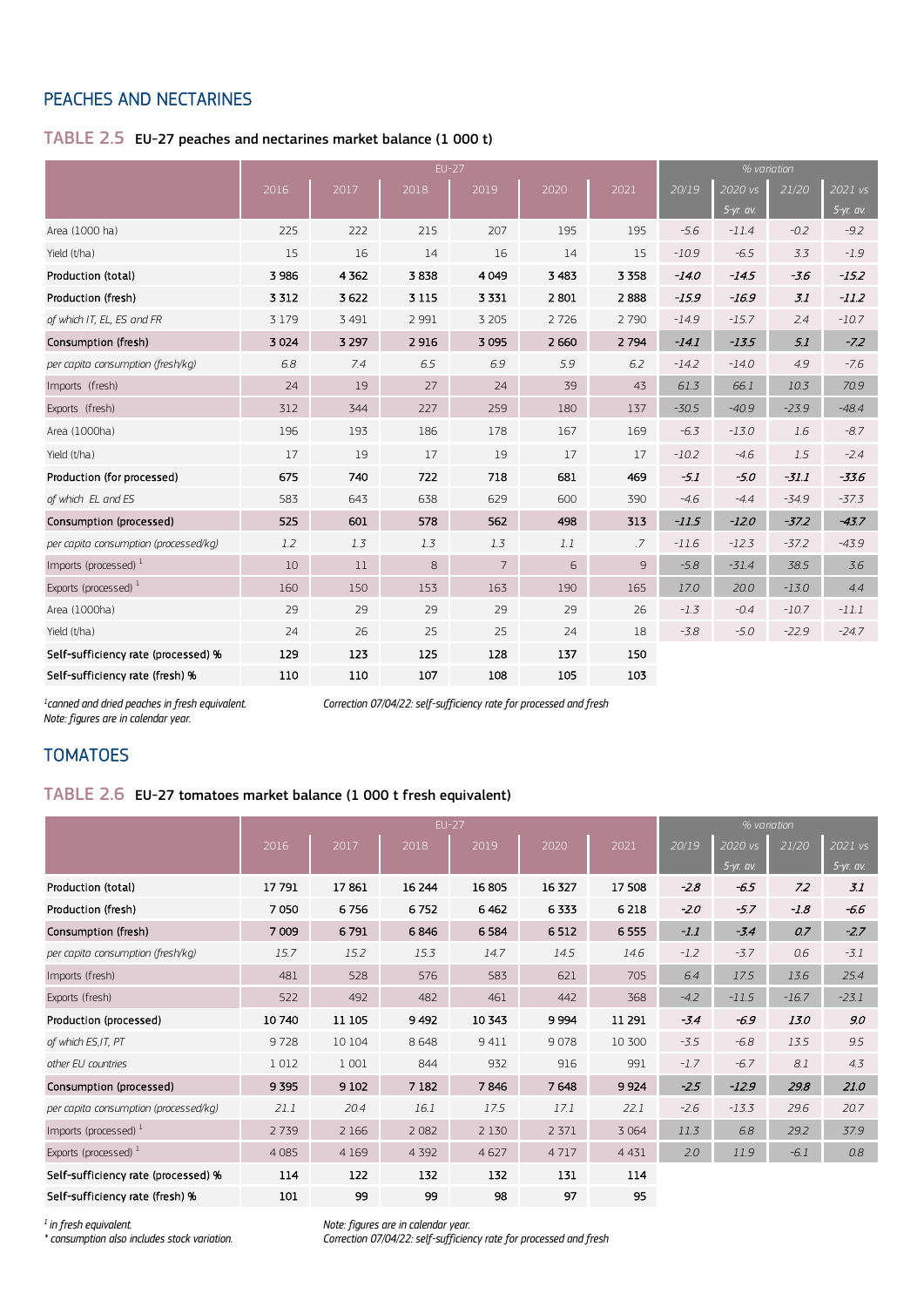## PEACHES AND NECTARINES

### TABLE 2.5 EU-27 peaches and nectarines market balance (1 000 t)

| | EU-27 | | | | | | % variation | | | |
|---|---|---|---|---|---|---|---|---|---|---|
| | 2016 | 2017 | 2018 | 2019 | 2020 | 2021 | 20/19 | 2020 vs 5-yr. av. | 21/20 | 2021 vs 5-yr. av. |
| Area (1000 ha) | 225 | 222 | 215 | 207 | 195 | 195 | -5.6 | -11.4 | -0.2 | -9.2 |
| Yield (t/ha) | 15 | 16 | 14 | 16 | 14 | 15 | -10.9 | -6.5 | 3.3 | -1.9 |
| **Production (total)** | **3 986** | **4 362** | **3 838** | **4 049** | **3 483** | **3 358** | ***-14.0*** | ***-14.5*** | ***-3.6*** | ***-15.2*** |
| **Production (fresh)** | **3 312** | **3 622** | **3 115** | **3 331** | **2 801** | **2 888** | ***-15.9*** | ***-16.9*** | ***3.1*** | ***-11.2*** |
| *of which IT, EL, ES and FR* | 3 179 | 3 491 | 2 991 | 3 205 | 2 726 | 2 790 | -14.9 | -15.7 | 2.4 | -10.7 |
| **Consumption (fresh)** | **3 024** | **3 297** | **2 916** | **3 095** | **2 660** | **2 794** | ***-14.1*** | ***-13.5*** | ***5.1*** | ***-7.2*** |
| *per capita consumption (fresh/kg)* | *6.8* | *7.4* | *6.5* | *6.9* | *5.9* | *6.2* | -14.2 | -14.0 | 4.9 | -7.6 |
| Imports (fresh) | 24 | 19 | 27 | 24 | 39 | 43 | 61.3 | 66.1 | 10.3 | 70.9 |
| Exports (fresh) | 312 | 344 | 227 | 259 | 180 | 137 | -30.5 | -40.9 | -23.9 | -48.4 |
| Area (1000ha) | 196 | 193 | 186 | 178 | 167 | 169 | -6.3 | -13.0 | 1.6 | -8.7 |
| Yield (t/ha) | 17 | 19 | 17 | 19 | 17 | 17 | -10.2 | -4.6 | 1.5 | -2.4 |
| **Production (for processed)** | **675** | **740** | **722** | **718** | **681** | **469** | ***-5.1*** | ***-5.0*** | ***-31.1*** | ***-33.6*** |
| *of which EL and ES* | 583 | 643 | 638 | 629 | 600 | 390 | -4.6 | -4.4 | -34.9 | -37.3 |
| **Consumption (processed)** | **525** | **601** | **578** | **562** | **498** | **313** | ***-11.5*** | ***-12.0*** | ***-37.2*** | ***-43.7*** |
| *per capita consumption (processed/kg)* | *1.2* | *1.3* | *1.3* | *1.3* | *1.1* | *.7* | -11.6 | -12.3 | -37.2 | -43.9 |
| Imports (processed) [1] | 10 | 11 | 8 | 7 | 6 | 9 | -5.8 | -31.4 | 38.5 | 3.6 |
| Exports (processed) [1] | 160 | 150 | 153 | 163 | 190 | 165 | 17.0 | 20.0 | -13.0 | 4.4 |
| Area (1000ha) | 29 | 29 | 29 | 29 | 29 | 26 | -1.3 | -0.4 | -10.7 | -11.1 |
| Yield (t/ha) | 24 | 26 | 25 | 25 | 24 | 18 | -3.8 | -5.0 | -22.9 | -24.7 |
| **Self-sufficiency rate (processed) %** | **129** | **123** | **125** | **128** | **137** | **150** | | | | |
| **Self-sufficiency rate (fresh) %** | **110** | **110** | **107** | **108** | **105** | **103** | | | | |

*[1]canned and dried peaches in fresh equivalent.*
*Note: figures are in calendar year.*
*Correction 07/04/22: self-sufficiency rate for processed and fresh*

## TOMATOES

### TABLE 2.6 EU-27 tomatoes market balance (1 000 t fresh equivalent)

| | EU-27 | | | | | | % variation | | | |
|---|---|---|---|---|---|---|---|---|---|---|
| | 2016 | 2017 | 2018 | 2019 | 2020 | 2021 | 20/19 | 2020 vs 5-yr. av. | 21/20 | 2021 vs 5-yr. av. |
| **Production (total)** | **17 791** | **17 861** | **16 244** | **16 805** | **16 327** | **17 508** | ***-2.8*** | ***-6.5*** | ***7.2*** | ***3.1*** |
| **Production (fresh)** | **7 050** | **6 756** | **6 752** | **6 462** | **6 333** | **6 218** | ***-2.0*** | ***-5.7*** | ***-1.8*** | ***-6.6*** |
| **Consumption (fresh)** | **7 009** | **6 791** | **6 846** | **6 584** | **6 512** | **6 555** | ***-1.1*** | ***-3.4*** | ***0.7*** | ***-2.7*** |
| *per capita consumption (fresh/kg)* | *15.7* | *15.2* | *15.3* | *14.7* | *14.5* | *14.6* | -1.2 | -3.7 | 0.6 | -3.1 |
| Imports (fresh) | 481 | 528 | 576 | 583 | 621 | 705 | 6.4 | 17.5 | 13.6 | 25.4 |
| Exports (fresh) | 522 | 492 | 482 | 461 | 442 | 368 | -4.2 | -11.5 | -16.7 | -23.1 |
| **Production (processed)** | **10 740** | **11 105** | **9 492** | **10 343** | **9 994** | **11 291** | ***-3.4*** | ***-6.9*** | ***13.0*** | ***9.0*** |
| *of which ES,IT, PT* | 9 728 | 10 104 | 8 648 | 9 411 | 9 078 | 10 300 | -3.5 | -6.8 | 13.5 | 9.5 |
| *other EU countries* | 1 012 | 1 001 | 844 | 932 | 916 | 991 | -1.7 | -6.7 | 8.1 | 4.3 |
| **Consumption (processed)** | **9 395** | **9 102** | **7 182** | **7 846** | **7 648** | **9 924** | ***-2.5*** | ***-12.9*** | ***29.8*** | ***21.0*** |
| *per capita consumption (processed/kg)* | *21.1* | *20.4* | *16.1* | *17.5* | *17.1* | *22.1* | -2.6 | -13.3 | 29.6 | 20.7 |
| Imports (processed) [1] | 2 739 | 2 166 | 2 082 | 2 130 | 2 371 | 3 064 | 11.3 | 6.8 | 29.2 | 37.9 |
| Exports (processed) [1] | 4 085 | 4 169 | 4 392 | 4 627 | 4 717 | 4 431 | 2.0 | 11.9 | -6.1 | 0.8 |
| **Self-sufficiency rate (processed) %** | **114** | **122** | **132** | **132** | **131** | **114** | | | | |
| **Self-sufficiency rate (fresh) %** | **101** | **99** | **99** | **98** | **97** | **95** | | | | |

*[1] in fresh equivalent.*
*\* consumption also includes stock variation.*
*Note: figures are in calendar year.*
*Correction 07/04/22: self-sufficiency rate for processed and fresh*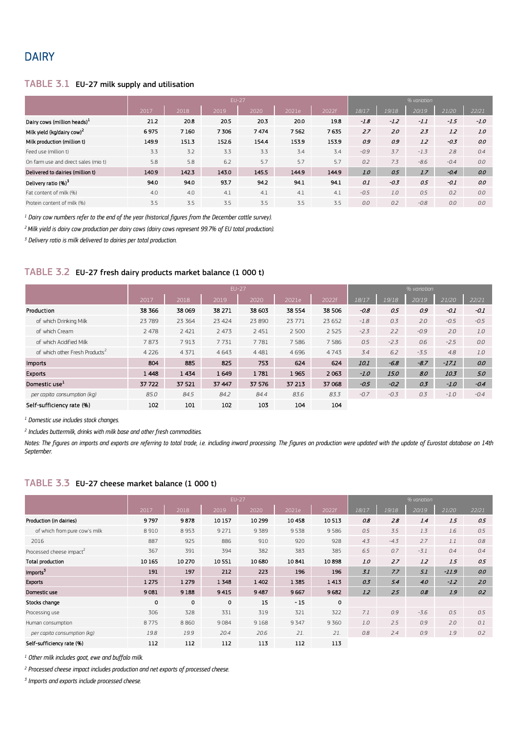# DAIRY

## TABLE 3.1 EU-27 milk supply and utilisation

| | EU-27 | | | | | | % variation | | | | |
|---|---|---|---|---|---|---|---|---|---|---|---|
| | 2017 | 2018 | 2019 | 2020 | 2021e | 2022f | 18/17 | 19/18 | 20/19 | 21/20 | 22/21 |
| **Dairy cows (million heads)**[1] | 21.2 | 20.8 | 20.5 | 20.3 | 20.0 | 19.8 | -1.8 | -1.2 | -1.1 | -1.5 | -1.0 |
| **Milk yield (kg/dairy cow)**[2] | 6 975 | 7 160 | 7 306 | 7 474 | 7 562 | 7 635 | 2.7 | 2.0 | 2.3 | 1.2 | 1.0 |
| **Milk production (million t)** | 149.9 | 151.3 | 152.6 | 154.4 | 153.9 | 153.9 | 0.9 | 0.9 | 1.2 | -0.3 | 0.0 |
| Feed use (million t) | 3.3 | 3.2 | 3.3 | 3.3 | 3.4 | 3.4 | -0.9 | 3.7 | -1.3 | 2.8 | 0.4 |
| On farm use and direct sales (mio t) | 5.8 | 5.8 | 6.2 | 5.7 | 5.7 | 5.7 | 0.2 | 7.3 | -8.6 | -0.4 | 0.0 |
| **Delivered to dairies (million t)** | 140.9 | 142.3 | 143.0 | 145.5 | 144.9 | 144.9 | 1.0 | 0.5 | 1.7 | -0.4 | 0.0 |
| **Delivery ratio (%)**[3] | 94.0 | 94.0 | 93.7 | 94.2 | 94.1 | 94.1 | 0.1 | -0.3 | 0.5 | -0.1 | 0.0 |
| Fat content of milk (%) | 4.0 | 4.0 | 4.1 | 4.1 | 4.1 | 4.1 | -0.5 | 1.0 | 0.5 | 0.2 | 0.0 |
| Protein content of milk (%) | 3.5 | 3.5 | 3.5 | 3.5 | 3.5 | 3.5 | 0.0 | 0.2 | -0.8 | 0.0 | 0.0 |

*[1] Dairy cow numbers refer to the end of the year (historical figures from the December cattle survey).*

*[2] Milk yield is dairy cow production per dairy cows (dairy cows represent 99.7% of EU total production).*

*[3] Delivery ratio is milk delivered to dairies per total production.*

## TABLE 3.2 EU-27 fresh dairy products market balance (1 000 t)

| | EU-27 | | | | | | % variation | | | | |
|---|---|---|---|---|---|---|---|---|---|---|---|
| | 2017 | 2018 | 2019 | 2020 | 2021e | 2022f | 18/17 | 19/18 | 20/19 | 21/20 | 22/21 |
| **Production** | 38 366 | 38 069 | 38 271 | 38 603 | 38 554 | 38 506 | -0.8 | 0.5 | 0.9 | -0.1 | -0.1 |
| of which Drinking Milk | 23 789 | 23 364 | 23 424 | 23 890 | 23 771 | 23 652 | -1.8 | 0.3 | 2.0 | -0.5 | -0.5 |
| of which Cream | 2 478 | 2 421 | 2 473 | 2 451 | 2 500 | 2 525 | -2.3 | 2.2 | -0.9 | 2.0 | 1.0 |
| of which Acidified Milk | 7 873 | 7 913 | 7 731 | 7 781 | 7 586 | 7 586 | 0.5 | -2.3 | 0.6 | -2.5 | 0.0 |
| of which other Fresh Products[2] | 4 226 | 4 371 | 4 643 | 4 481 | 4 696 | 4 743 | 3.4 | 6.2 | -3.5 | 4.8 | 1.0 |
| **Imports** | 804 | 885 | 825 | 753 | 624 | 624 | 10.1 | -6.8 | -8.7 | -17.1 | 0.0 |
| **Exports** | 1 448 | 1 434 | 1 649 | 1 781 | 1 965 | 2 063 | -1.0 | 15.0 | 8.0 | 10.3 | 5.0 |
| **Domestic use**[1] | 37 722 | 37 521 | 37 447 | 37 576 | 37 213 | 37 068 | -0.5 | -0.2 | 0.3 | -1.0 | -0.4 |
| *per capita consumption (kg)* | 85.0 | 84.5 | 84.2 | 84.4 | 83.6 | 83.3 | -0.7 | -0.3 | 0.3 | -1.0 | -0.4 |
| **Self-sufficiency rate (%)** | 102 | 101 | 102 | 103 | 104 | 104 | | | | | |

*[1] Domestic use includes stock changes.*

*[2] Includes buttermilk, drinks with milk base and other fresh commodities.*

*Notes: The figures on imports and exports are referring to total trade, i.e. including inward processing. The figures on production were updated with the update of Eurostat database on 14th September.*

## TABLE 3.3 EU-27 cheese market balance (1 000 t)

| | EU-27 | | | | | | % variation | | | | |
|---|---|---|---|---|---|---|---|---|---|---|---|
| | 2017 | 2018 | 2019 | 2020 | 2021e | 2022f | 18/17 | 19/18 | 20/19 | 21/20 | 22/21 |
| **Production (in dairies)** | 9 797 | 9 878 | 10 157 | 10 299 | 10 458 | 10 513 | 0.8 | 2.8 | 1.4 | 1.5 | 0.5 |
| of which from pure cow's milk | 8 910 | 8 953 | 9 271 | 9 389 | 9 538 | 9 586 | 0.5 | 3.5 | 1.3 | 1.6 | 0.5 |
| 2016 | 887 | 925 | 886 | 910 | 920 | 928 | 4.3 | -4.3 | 2.7 | 1.1 | 0.8 |
| Processed cheese impact[2] | 367 | 391 | 394 | 382 | 383 | 385 | 6.5 | 0.7 | -3.1 | 0.4 | 0.4 |
| **Total production** | 10 165 | 10 270 | 10 551 | 10 680 | 10 841 | 10 898 | 1.0 | 2.7 | 1.2 | 1.5 | 0.5 |
| **Imports**[3] | 191 | 197 | 212 | 223 | 196 | 196 | 3.1 | 7.7 | 5.1 | -11.9 | 0.0 |
| **Exports** | 1 275 | 1 279 | 1 348 | 1 402 | 1 385 | 1 413 | 0.3 | 5.4 | 4.0 | -1.2 | 2.0 |
| **Domestic use** | 9 081 | 9 188 | 9 415 | 9 487 | 9 667 | 9 682 | 1.2 | 2.5 | 0.8 | 1.9 | 0.2 |
| **Stocks change** | 0 | 0 | 0 | 15 | - 15 | 0 | | | | | |
| Processing use | 306 | 328 | 331 | 319 | 321 | 322 | 7.1 | 0.9 | -3.6 | 0.5 | 0.5 |
| Human consumption | 8 775 | 8 860 | 9 084 | 9 168 | 9 347 | 9 360 | 1.0 | 2.5 | 0.9 | 2.0 | 0.1 |
| *per capita consumption (kg)* | 19.8 | 19.9 | 20.4 | 20.6 | 21. | 21. | 0.8 | 2.4 | 0.9 | 1.9 | 0.2 |
| **Self-sufficiency rate (%)** | 112 | 112 | 112 | 113 | 112 | 113 | | | | | |

*[1] Other milk includes goat, ewe and buffalo milk.*

*[2] Processed cheese impact includes production and net exports of processed cheese.*

*[3] Imports and exports include processed cheese.*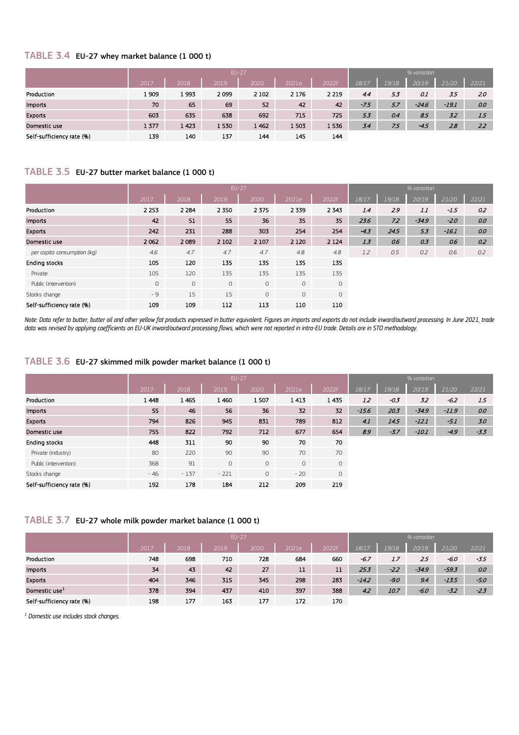## TABLE 3.4 EU-27 whey market balance (1 000 t)

| | EU-27 | | | | | | % variation | | | | |
|---|---|---|---|---|---|---|---|---|---|---|---|
| | 2017 | 2018 | 2019 | 2020 | 2021e | 2022f | 18/17 | 19/18 | 20/19 | 21/20 | 22/21 |
| Production | 1 909 | 1 993 | 2 099 | 2 102 | 2 176 | 2 219 | *4.4* | *5.3* | *0.1* | *3.5* | *2.0* |
| Imports | 70 | 65 | 69 | 52 | 42 | 42 | *-7.5* | *5.7* | *-24.6* | *-19.1* | *0.0* |
| Exports | 603 | 635 | 638 | 692 | 715 | 725 | *5.3* | *0.4* | *8.5* | *3.2* | *1.5* |
| Domestic use | 1 377 | 1 423 | 1 530 | 1 462 | 1 503 | 1 536 | *3.4* | *7.5* | *-4.5* | *2.8* | *2.2* |
| Self-sufficiency rate (%) | 139 | 140 | 137 | 144 | 145 | 144 | | | | | |

## TABLE 3.5 EU-27 butter market balance (1 000 t)

| | EU-27 | | | | | | % variation | | | | |
|---|---|---|---|---|---|---|---|---|---|---|---|
| | 2017 | 2018 | 2019 | 2020 | 2021e | 2022f | 18/17 | 19/18 | 20/19 | 21/20 | 22/21 |
| Production | 2 253 | 2 284 | 2 350 | 2 375 | 2 339 | 2 343 | *1.4* | *2.9* | *1.1* | *-1.5* | *0.2* |
| Imports | 42 | 51 | 55 | 36 | 35 | 35 | *23.6* | *7.2* | *-34.9* | *-2.0* | *0.0* |
| Exports | 242 | 231 | 288 | 303 | 254 | 254 | *-4.3* | *24.5* | *5.3* | *-16.1* | *0.0* |
| Domestic use | 2 062 | 2 089 | 2 102 | 2 107 | 2 120 | 2 124 | *1.3* | *0.6* | *0.3* | *0.6* | *0.2* |
| *per capita consumption (kg)* | *4.6* | *4.7* | *4.7* | *4.7* | *4.8* | *4.8* | *1.2* | *0.5* | *0.2* | *0.6* | *0.2* |
| Ending stocks | 105 | 120 | 135 | 135 | 135 | 135 | | | | | |
| Private | 105 | 120 | 135 | 135 | 135 | 135 | | | | | |
| Public (intervention) | 0 | 0 | 0 | 0 | 0 | 0 | | | | | |
| Stocks change | - 9 | 15 | 15 | 0 | 0 | 0 | | | | | |
| Self-sufficiency rate (%) | 109 | 109 | 112 | 113 | 110 | 110 | | | | | |

*Note: Data refer to butter, butter oil and other yellow fat products expressed in butter equivalent. Figures on imports and exports do not include inward/outward processing. In June 2021, trade data was revised by applying coefficients on EU-UK inward/outward processing flows, which were not reported in intra-EU trade. Details are in STO methodology.*

## TABLE 3.6 EU-27 skimmed milk powder market balance (1 000 t)

| | EU-27 | | | | | | % variation | | | | |
|---|---|---|---|---|---|---|---|---|---|---|---|
| | 2017 | 2018 | 2019 | 2020 | 2021e | 2022f | 18/17 | 19/18 | 20/19 | 21/20 | 22/21 |
| Production | 1 448 | 1 465 | 1 460 | 1 507 | 1 413 | 1 435 | *1.2* | *-0.3* | *3.2* | *-6.2* | *1.5* |
| Imports | 55 | 46 | 56 | 36 | 32 | 32 | *-15.6* | *20.3* | *-34.9* | *-11.9* | *0.0* |
| Exports | 794 | 826 | 945 | 831 | 789 | 812 | *4.1* | *14.5* | *-12.1* | *-5.1* | *3.0* |
| Domestic use | 755 | 822 | 792 | 712 | 677 | 654 | *8.9* | *-3.7* | *-10.1* | *-4.9* | *-3.3* |
| Ending stocks | 448 | 311 | 90 | 90 | 70 | 70 | | | | | |
| Private (industry) | 80 | 220 | 90 | 90 | 70 | 70 | | | | | |
| Public (intervention) | 368 | 91 | 0 | 0 | 0 | 0 | | | | | |
| Stocks change | - 46 | - 137 | - 221 | 0 | - 20 | 0 | | | | | |
| Self-sufficiency rate (%) | 192 | 178 | 184 | 212 | 209 | 219 | | | | | |

## TABLE 3.7 EU-27 whole milk powder market balance (1 000 t)

| | EU-27 | | | | | | % variation | | | | |
|---|---|---|---|---|---|---|---|---|---|---|---|
| | 2017 | 2018 | 2019 | 2020 | 2021e | 2022f | 18/17 | 19/18 | 20/19 | 21/20 | 22/21 |
| Production | 748 | 698 | 710 | 728 | 684 | 660 | *-6.7* | *1.7* | *2.5* | *-6.0* | *-3.5* |
| Imports | 34 | 43 | 42 | 27 | 11 | 11 | *25.3* | *-2.2* | *-34.9* | *-59.3* | *0.0* |
| Exports | 404 | 346 | 315 | 345 | 298 | 283 | *-14.2* | *-9.0* | *9.4* | *-13.5* | *-5.0* |
| Domestic use[1] | 378 | 394 | 437 | 410 | 397 | 388 | *4.2* | *10.7* | *-6.0* | *-3.2* | *-2.3* |
| Self-sufficiency rate (%) | 198 | 177 | 163 | 177 | 172 | 170 | | | | | |

*[1] Domestic use includes stock changes.*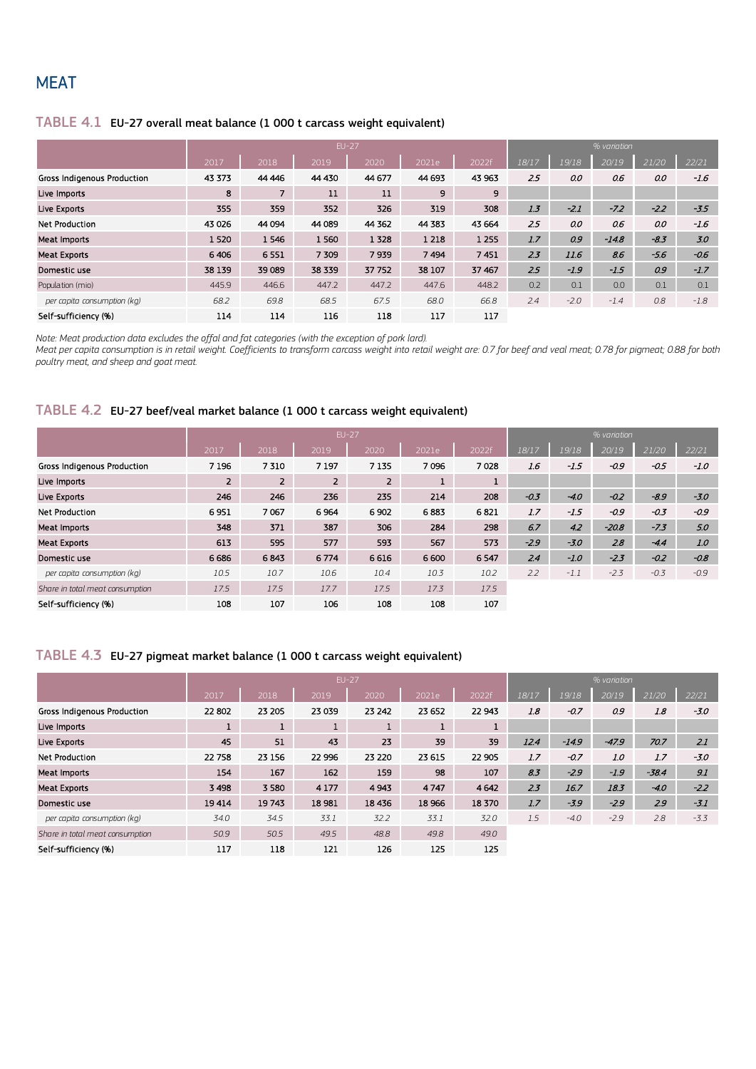# MEAT

## TABLE 4.1 EU-27 overall meat balance (1 000 t carcass weight equivalent)

| | EU-27 | | | | | | % variation | | | | |
|---|---|---|---|---|---|---|---|---|---|---|---|
| | 2017 | 2018 | 2019 | 2020 | 2021e | 2022f | 18/17 | 19/18 | 20/19 | 21/20 | 22/21 |
| Gross Indigenous Production | 43 373 | 44 446 | 44 430 | 44 677 | 44 693 | 43 963 | 2.5 | 0.0 | 0.6 | 0.0 | -1.6 |
| Live Imports | 8 | 7 | 11 | 11 | 9 | 9 | | | | | |
| Live Exports | 355 | 359 | 352 | 326 | 319 | 308 | 1.3 | -2.1 | -7.2 | -2.2 | -3.5 |
| Net Production | 43 026 | 44 094 | 44 089 | 44 362 | 44 383 | 43 664 | 2.5 | 0.0 | 0.6 | 0.0 | -1.6 |
| Meat Imports | 1 520 | 1 546 | 1 560 | 1 328 | 1 218 | 1 255 | 1.7 | 0.9 | -14.8 | -8.3 | 3.0 |
| Meat Exports | 6 406 | 6 551 | 7 309 | 7 939 | 7 494 | 7 451 | 2.3 | 11.6 | 8.6 | -5.6 | -0.6 |
| Domestic use | 38 139 | 39 089 | 38 339 | 37 752 | 38 107 | 37 467 | 2.5 | -1.9 | -1.5 | 0.9 | -1.7 |
| Population (mio) | 445.9 | 446.6 | 447.2 | 447.2 | 447.6 | 448.2 | 0.2 | 0.1 | 0.0 | 0.1 | 0.1 |
| *per capita consumption (kg)* | 68.2 | 69.8 | 68.5 | 67.5 | 68.0 | 66.8 | 2.4 | -2.0 | -1.4 | 0.8 | -1.8 |
| Self-sufficiency (%) | 114 | 114 | 116 | 118 | 117 | 117 | | | | | |

*Note: Meat production data excludes the offal and fat categories (with the exception of pork lard).*
*Meat per capita consumption is in retail weight. Coefficients to transform carcass weight into retail weight are: 0.7 for beef and veal meat; 0.78 for pigmeat; 0.88 for both poultry meat, and sheep and goat meat.*

## TABLE 4.2 EU-27 beef/veal market balance (1 000 t carcass weight equivalent)

| | EU-27 | | | | | | % variation | | | | |
|---|---|---|---|---|---|---|---|---|---|---|---|
| | 2017 | 2018 | 2019 | 2020 | 2021e | 2022f | 18/17 | 19/18 | 20/19 | 21/20 | 22/21 |
| Gross Indigenous Production | 7 196 | 7 310 | 7 197 | 7 135 | 7 096 | 7 028 | 1.6 | -1.5 | -0.9 | -0.5 | -1.0 |
| Live Imports | 2 | 2 | 2 | 2 | 1 | 1 | | | | | |
| Live Exports | 246 | 246 | 236 | 235 | 214 | 208 | -0.3 | -4.0 | -0.2 | -8.9 | -3.0 |
| Net Production | 6 951 | 7 067 | 6 964 | 6 902 | 6 883 | 6 821 | 1.7 | -1.5 | -0.9 | -0.3 | -0.9 |
| Meat Imports | 348 | 371 | 387 | 306 | 284 | 298 | 6.7 | 4.2 | -20.8 | -7.3 | 5.0 |
| Meat Exports | 613 | 595 | 577 | 593 | 567 | 573 | -2.9 | -3.0 | 2.8 | -4.4 | 1.0 |
| Domestic use | 6 686 | 6 843 | 6 774 | 6 616 | 6 600 | 6 547 | 2.4 | -1.0 | -2.3 | -0.2 | -0.8 |
| *per capita consumption (kg)* | 10.5 | 10.7 | 10.6 | 10.4 | 10.3 | 10.2 | 2.2 | -1.1 | -2.3 | -0.3 | -0.9 |
| *Share in total meat consumption* | 17.5 | 17.5 | 17.7 | 17.5 | 17.3 | 17.5 | | | | | |
| Self-sufficiency (%) | 108 | 107 | 106 | 108 | 108 | 107 | | | | | |

## TABLE 4.3 EU-27 pigmeat market balance (1 000 t carcass weight equivalent)

| | EU-27 | | | | | | % variation | | | | |
|---|---|---|---|---|---|---|---|---|---|---|---|
| | 2017 | 2018 | 2019 | 2020 | 2021e | 2022f | 18/17 | 19/18 | 20/19 | 21/20 | 22/21 |
| Gross Indigenous Production | 22 802 | 23 205 | 23 039 | 23 242 | 23 652 | 22 943 | 1.8 | -0.7 | 0.9 | 1.8 | -3.0 |
| Live Imports | 1 | 1 | 1 | 1 | 1 | 1 | | | | | |
| Live Exports | 45 | 51 | 43 | 23 | 39 | 39 | 12.4 | -14.9 | -47.9 | 70.7 | 2.1 |
| Net Production | 22 758 | 23 156 | 22 996 | 23 220 | 23 615 | 22 905 | 1.7 | -0.7 | 1.0 | 1.7 | -3.0 |
| Meat Imports | 154 | 167 | 162 | 159 | 98 | 107 | 8.3 | -2.9 | -1.9 | -38.4 | 9.1 |
| Meat Exports | 3 498 | 3 580 | 4 177 | 4 943 | 4 747 | 4 642 | 2.3 | 16.7 | 18.3 | -4.0 | -2.2 |
| Domestic use | 19 414 | 19 743 | 18 981 | 18 436 | 18 966 | 18 370 | 1.7 | -3.9 | -2.9 | 2.9 | -3.1 |
| *per capita consumption (kg)* | 34.0 | 34.5 | 33.1 | 32.2 | 33.1 | 32.0 | 1.5 | -4.0 | -2.9 | 2.8 | -3.3 |
| *Share in total meat consumption* | 50.9 | 50.5 | 49.5 | 48.8 | 49.8 | 49.0 | | | | | |
| Self-sufficiency (%) | 117 | 118 | 121 | 126 | 125 | 125 | | | | | |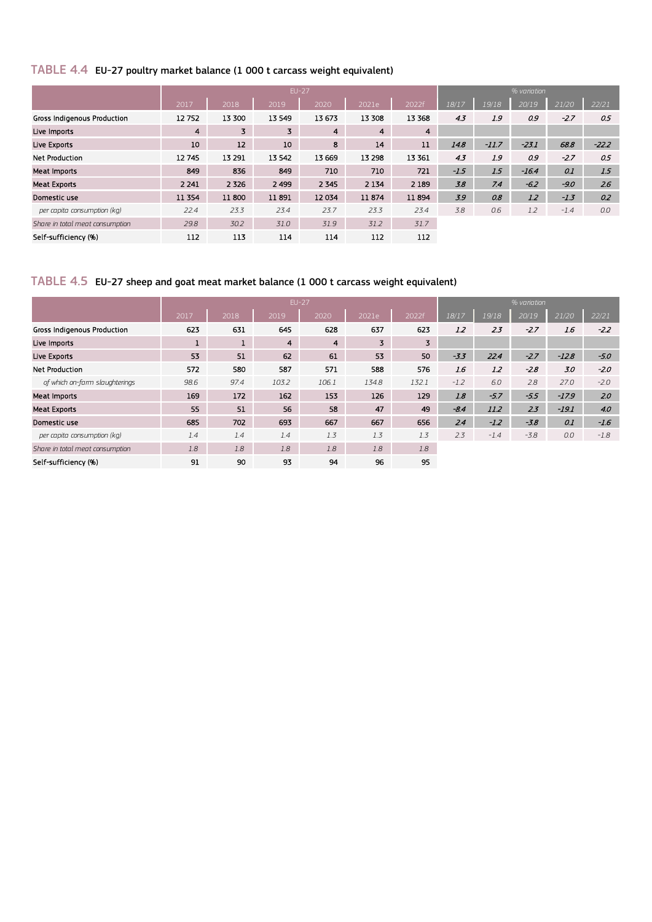## TABLE 4.4 EU-27 poultry market balance (1 000 t carcass weight equivalent)

| | EU-27 | | | | | | % variation | | | | |
|---|---|---|---|---|---|---|---|---|---|---|---|
| | 2017 | 2018 | 2019 | 2020 | 2021e | 2022f | 18/17 | 19/18 | 20/19 | 21/20 | 22/21 |
| Gross Indigenous Production | 12 752 | 13 300 | 13 549 | 13 673 | 13 308 | 13 368 | 4.3 | 1.9 | 0.9 | -2.7 | 0.5 |
| Live Imports | 4 | 3 | 3 | 4 | 4 | 4 | | | | | |
| Live Exports | 10 | 12 | 10 | 8 | 14 | 11 | 14.8 | -11.7 | -23.1 | 68.8 | -22.2 |
| Net Production | 12 745 | 13 291 | 13 542 | 13 669 | 13 298 | 13 361 | 4.3 | 1.9 | 0.9 | -2.7 | 0.5 |
| Meat Imports | 849 | 836 | 849 | 710 | 710 | 721 | -1.5 | 1.5 | -16.4 | 0.1 | 1.5 |
| Meat Exports | 2 241 | 2 326 | 2 499 | 2 345 | 2 134 | 2 189 | 3.8 | 7.4 | -6.2 | -9.0 | 2.6 |
| Domestic use | 11 354 | 11 800 | 11 891 | 12 034 | 11 874 | 11 894 | 3.9 | 0.8 | 1.2 | -1.3 | 0.2 |
| *per capita consumption (kg)* | 22.4 | 23.3 | 23.4 | 23.7 | 23.3 | 23.4 | 3.8 | 0.6 | 1.2 | -1.4 | 0.0 |
| *Share in total meat consumption* | 29.8 | 30.2 | 31.0 | 31.9 | 31.2 | 31.7 | | | | | |
| Self-sufficiency (%) | 112 | 113 | 114 | 114 | 112 | 112 | | | | | |

## TABLE 4.5 EU-27 sheep and goat meat market balance (1 000 t carcass weight equivalent)

| | EU-27 | | | | | | % variation | | | | |
|---|---|---|---|---|---|---|---|---|---|---|---|
| | 2017 | 2018 | 2019 | 2020 | 2021e | 2022f | 18/17 | 19/18 | 20/19 | 21/20 | 22/21 |
| Gross Indigenous Production | 623 | 631 | 645 | 628 | 637 | 623 | 1.2 | 2.3 | -2.7 | 1.6 | -2.2 |
| Live Imports | 1 | 1 | 4 | 4 | 3 | 3 | | | | | |
| Live Exports | 53 | 51 | 62 | 61 | 53 | 50 | -3.3 | 22.4 | -2.7 | -12.8 | -5.0 |
| Net Production | 572 | 580 | 587 | 571 | 588 | 576 | 1.6 | 1.2 | -2.8 | 3.0 | -2.0 |
| *of which on-farm slaughterings* | 98.6 | 97.4 | 103.2 | 106.1 | 134.8 | 132.1 | -1.2 | 6.0 | 2.8 | 27.0 | -2.0 |
| Meat Imports | 169 | 172 | 162 | 153 | 126 | 129 | 1.8 | -5.7 | -5.5 | -17.9 | 2.0 |
| Meat Exports | 55 | 51 | 56 | 58 | 47 | 49 | -8.4 | 11.2 | 2.3 | -19.1 | 4.0 |
| Domestic use | 685 | 702 | 693 | 667 | 667 | 656 | 2.4 | -1.2 | -3.8 | 0.1 | -1.6 |
| *per capita consumption (kg)* | 1.4 | 1.4 | 1.4 | 1.3 | 1.3 | 1.3 | 2.3 | -1.4 | -3.8 | 0.0 | -1.8 |
| *Share in total meat consumption* | 1.8 | 1.8 | 1.8 | 1.8 | 1.8 | 1.8 | | | | | |
| Self-sufficiency (%) | 91 | 90 | 93 | 94 | 96 | 95 | | | | | |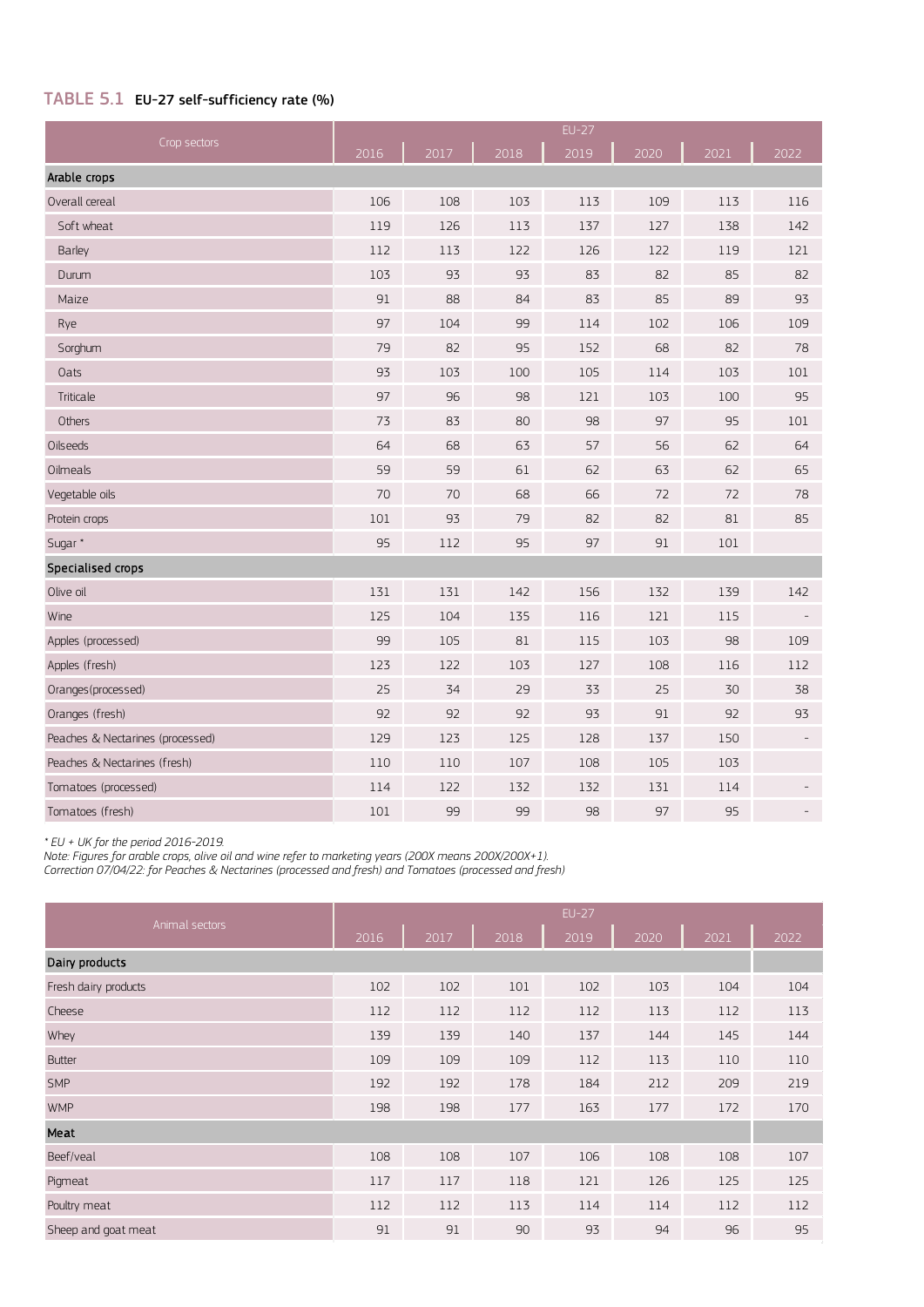## TABLE 5.1 EU-27 self-sufficiency rate (%)

| Crop sectors | EU-27 | | | | | | |
|---|---|---|---|---|---|---|---|
| | 2016 | 2017 | 2018 | 2019 | 2020 | 2021 | 2022 |
| **Arable crops** | | | | | | | |
| Overall cereal | 106 | 108 | 103 | 113 | 109 | 113 | 116 |
| Soft wheat | 119 | 126 | 113 | 137 | 127 | 138 | 142 |
| Barley | 112 | 113 | 122 | 126 | 122 | 119 | 121 |
| Durum | 103 | 93 | 93 | 83 | 82 | 85 | 82 |
| Maize | 91 | 88 | 84 | 83 | 85 | 89 | 93 |
| Rye | 97 | 104 | 99 | 114 | 102 | 106 | 109 |
| Sorghum | 79 | 82 | 95 | 152 | 68 | 82 | 78 |
| Oats | 93 | 103 | 100 | 105 | 114 | 103 | 101 |
| Triticale | 97 | 96 | 98 | 121 | 103 | 100 | 95 |
| Others | 73 | 83 | 80 | 98 | 97 | 95 | 101 |
| Oilseeds | 64 | 68 | 63 | 57 | 56 | 62 | 64 |
| Oilmeals | 59 | 59 | 61 | 62 | 63 | 62 | 65 |
| Vegetable oils | 70 | 70 | 68 | 66 | 72 | 72 | 78 |
| Protein crops | 101 | 93 | 79 | 82 | 82 | 81 | 85 |
| Sugar * | 95 | 112 | 95 | 97 | 91 | 101 | |
| **Specialised crops** | | | | | | | |
| Olive oil | 131 | 131 | 142 | 156 | 132 | 139 | 142 |
| Wine | 125 | 104 | 135 | 116 | 121 | 115 | - |
| Apples (processed) | 99 | 105 | 81 | 115 | 103 | 98 | 109 |
| Apples (fresh) | 123 | 122 | 103 | 127 | 108 | 116 | 112 |
| Oranges(processed) | 25 | 34 | 29 | 33 | 25 | 30 | 38 |
| Oranges (fresh) | 92 | 92 | 92 | 93 | 91 | 92 | 93 |
| Peaches & Nectarines (processed) | 129 | 123 | 125 | 128 | 137 | 150 | - |
| Peaches & Nectarines (fresh) | 110 | 110 | 107 | 108 | 105 | 103 | |
| Tomatoes (processed) | 114 | 122 | 132 | 132 | 131 | 114 | - |
| Tomatoes (fresh) | 101 | 99 | 99 | 98 | 97 | 95 | - |

*\* EU + UK for the period 2016-2019.*
*Note: Figures for arable crops, olive oil and wine refer to marketing years (200X means 200X/200X+1).*
*Correction 07/04/22: for Peaches & Nectarines (processed and fresh) and Tomatoes (processed and fresh)*

| Animal sectors | EU-27 | | | | | | |
|---|---|---|---|---|---|---|---|
| | 2016 | 2017 | 2018 | 2019 | 2020 | 2021 | 2022 |
| **Dairy products** | | | | | | | |
| Fresh dairy products | 102 | 102 | 101 | 102 | 103 | 104 | 104 |
| Cheese | 112 | 112 | 112 | 112 | 113 | 112 | 113 |
| Whey | 139 | 139 | 140 | 137 | 144 | 145 | 144 |
| Butter | 109 | 109 | 109 | 112 | 113 | 110 | 110 |
| SMP | 192 | 192 | 178 | 184 | 212 | 209 | 219 |
| WMP | 198 | 198 | 177 | 163 | 177 | 172 | 170 |
| **Meat** | | | | | | | |
| Beef/veal | 108 | 108 | 107 | 106 | 108 | 108 | 107 |
| Pigmeat | 117 | 117 | 118 | 121 | 126 | 125 | 125 |
| Poultry meat | 112 | 112 | 113 | 114 | 114 | 112 | 112 |
| Sheep and goat meat | 91 | 91 | 90 | 93 | 94 | 96 | 95 |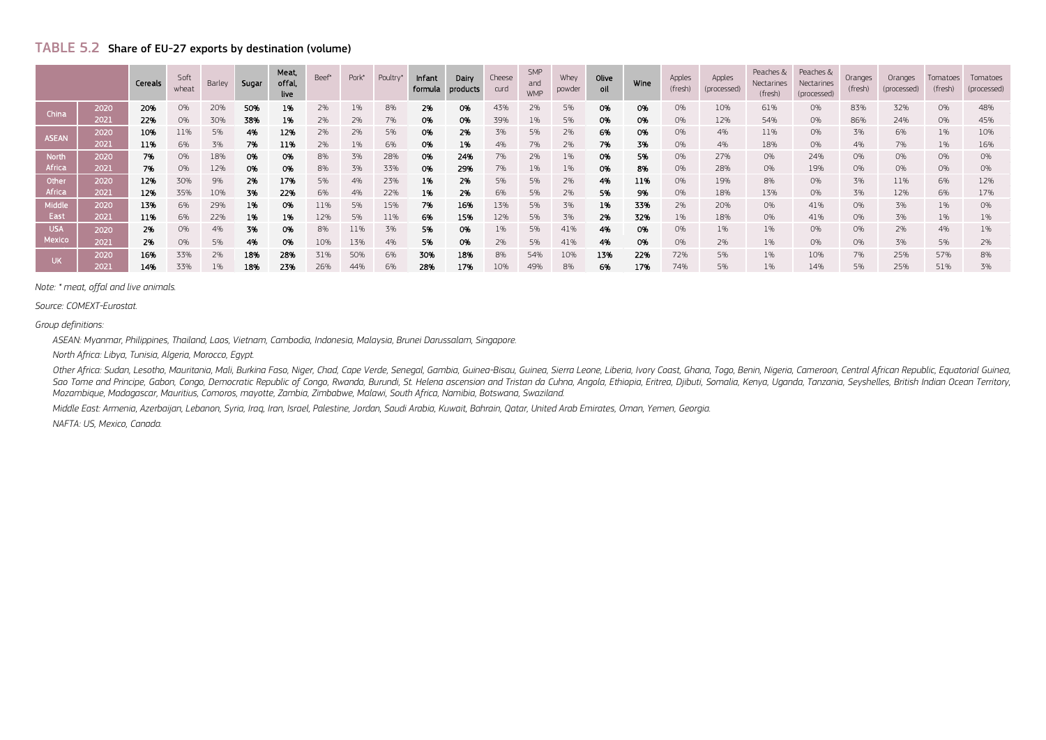## TABLE 5.2 Share of EU-27 exports by destination (volume)

| | | Cereals | Soft wheat | Barley | Sugar | Meat, offal, live | Beef* | Pork* | Poultry* | Infant formula | Dairy products | Cheese curd | SMP and WMP | Whey powder | Olive oil | Wine | Apples (fresh) | Apples (processed) | Peaches & Nectarines (fresh) | Peaches & Nectarines (processed) | Oranges (fresh) | Oranges (processed) | Tomatoes (fresh) | Tomatoes (processed) |
|---|---|---|---|---|---|---|---|---|---|---|---|---|---|---|---|---|---|---|---|---|---|---|---|---|
| China | 2020 | 20% | 0% | 20% | 50% | 1% | 2% | 1% | 8% | 2% | 0% | 43% | 2% | 5% | 0% | 0% | 0% | 10% | 61% | 0% | 83% | 32% | 0% | 48% |
| | 2021 | 22% | 0% | 30% | 38% | 1% | 2% | 2% | 7% | 0% | 0% | 39% | 1% | 5% | 0% | 0% | 0% | 12% | 54% | 0% | 86% | 24% | 0% | 45% |
| ASEAN | 2020 | 10% | 11% | 5% | 4% | 12% | 2% | 2% | 5% | 0% | 2% | 3% | 5% | 2% | 6% | 0% | 0% | 4% | 11% | 0% | 3% | 6% | 1% | 10% |
| | 2021 | 11% | 6% | 3% | 7% | 11% | 2% | 1% | 6% | 0% | 1% | 4% | 7% | 2% | 7% | 3% | 0% | 4% | 18% | 0% | 4% | 7% | 1% | 16% |
| North Africa | 2020 | 7% | 0% | 18% | 0% | 0% | 8% | 3% | 28% | 0% | 24% | 7% | 2% | 1% | 0% | 5% | 0% | 27% | 0% | 24% | 0% | 0% | 0% | 0% |
| | 2021 | 7% | 0% | 12% | 0% | 0% | 8% | 3% | 33% | 0% | 29% | 7% | 1% | 1% | 0% | 8% | 0% | 28% | 0% | 19% | 0% | 0% | 0% | 0% |
| Other Africa | 2020 | 12% | 30% | 9% | 2% | 17% | 5% | 4% | 23% | 1% | 2% | 5% | 5% | 2% | 4% | 11% | 0% | 19% | 8% | 0% | 3% | 11% | 6% | 12% |
| | 2021 | 12% | 35% | 10% | 3% | 22% | 6% | 4% | 22% | 1% | 2% | 6% | 5% | 2% | 5% | 9% | 0% | 18% | 13% | 0% | 3% | 12% | 6% | 17% |
| Middle East | 2020 | 13% | 6% | 29% | 1% | 0% | 11% | 5% | 15% | 7% | 16% | 13% | 5% | 3% | 1% | 33% | 2% | 20% | 0% | 41% | 0% | 3% | 1% | 0% |
| | 2021 | 11% | 6% | 22% | 1% | 1% | 12% | 5% | 11% | 6% | 15% | 12% | 5% | 3% | 2% | 32% | 1% | 18% | 0% | 41% | 0% | 3% | 1% | 1% |
| USA Mexico | 2020 | 2% | 0% | 4% | 3% | 0% | 8% | 11% | 3% | 5% | 0% | 1% | 5% | 41% | 4% | 0% | 0% | 1% | 1% | 0% | 0% | 2% | 4% | 1% |
| | 2021 | 2% | 0% | 5% | 4% | 0% | 10% | 13% | 4% | 5% | 0% | 2% | 5% | 41% | 4% | 0% | 0% | 2% | 1% | 0% | 0% | 3% | 5% | 2% |
| UK | 2020 | 16% | 33% | 2% | 18% | 28% | 31% | 50% | 6% | 30% | 18% | 8% | 54% | 10% | 13% | 22% | 72% | 5% | 1% | 10% | 7% | 25% | 57% | 8% |
| | 2021 | 14% | 33% | 1% | 18% | 23% | 26% | 44% | 6% | 28% | 17% | 10% | 49% | 8% | 6% | 17% | 74% | 5% | 1% | 14% | 5% | 25% | 51% | 3% |

*Note: * meat, offal and live animals.*

*Source: COMEXT-Eurostat.*

*Group definitions:*

*ASEAN: Myanmar, Philippines, Thailand, Laos, Vietnam, Cambodia, Indonesia, Malaysia, Brunei Darussalam, Singapore.*

*North Africa: Libya, Tunisia, Algeria, Morocco, Egypt.*

*Other Africa: Sudan, Lesotho, Mauritania, Mali, Burkina Faso, Niger, Chad, Cape Verde, Senegal, Gambia, Guinea-Bisau, Guinea, Sierra Leone, Liberia, Ivory Coast, Ghana, Togo, Benin, Nigeria, Cameroon, Central African Republic, Equatorial Guinea, Sao Tome and Principe, Gabon, Congo, Democratic Republic of Congo, Rwanda, Burundi, St. Helena ascension and Tristan da Cuhna, Angola, Ethiopia, Eritrea, Djibuti, Somalia, Kenya, Uganda, Tanzania, Seyshelles, British Indian Ocean Territory, Mozambique, Madagascar, Mauritius, Comoros, mayotte, Zambia, Zimbabwe, Malawi, South Africa, Namibia, Botswana, Swaziland.*

*Middle East: Armenia, Azerbaijan, Lebanon, Syria, Iraq, Iran, Israel, Palestine, Jordan, Saudi Arabia, Kuwait, Bahrain, Qatar, United Arab Emirates, Oman, Yemen, Georgia.*

*NAFTA: US, Mexico, Canada.*